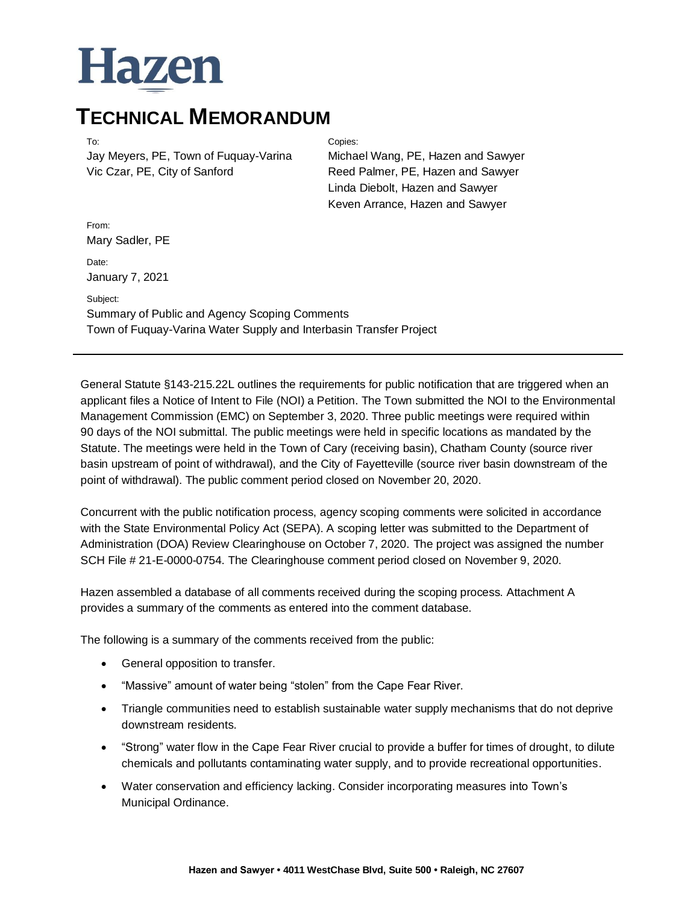# Hazen

# TECHNICAL MEMORANDUM

To:
Jay Meyers, PE, Town of Fuquay-Varina
Vic Czar, PE, City of Sanford

Copies:
Michael Wang, PE, Hazen and Sawyer
Reed Palmer, PE, Hazen and Sawyer
Linda Diebolt, Hazen and Sawyer
Keven Arrance, Hazen and Sawyer

From:
Mary Sadler, PE

Date:
January 7, 2021

Subject:
Summary of Public and Agency Scoping Comments
Town of Fuquay-Varina Water Supply and Interbasin Transfer Project

---

General Statute §143-215.22L outlines the requirements for public notification that are triggered when an applicant files a Notice of Intent to File (NOI) a Petition. The Town submitted the NOI to the Environmental Management Commission (EMC) on September 3, 2020. Three public meetings were required within 90 days of the NOI submittal. The public meetings were held in specific locations as mandated by the Statute. The meetings were held in the Town of Cary (receiving basin), Chatham County (source river basin upstream of point of withdrawal), and the City of Fayetteville (source river basin downstream of the point of withdrawal). The public comment period closed on November 20, 2020.

Concurrent with the public notification process, agency scoping comments were solicited in accordance with the State Environmental Policy Act (SEPA). A scoping letter was submitted to the Department of Administration (DOA) Review Clearinghouse on October 7, 2020. The project was assigned the number SCH File # 21-E-0000-0754. The Clearinghouse comment period closed on November 9, 2020.

Hazen assembled a database of all comments received during the scoping process. Attachment A provides a summary of the comments as entered into the comment database.

The following is a summary of the comments received from the public:

- General opposition to transfer.
- "Massive" amount of water being "stolen" from the Cape Fear River.
- Triangle communities need to establish sustainable water supply mechanisms that do not deprive downstream residents.
- "Strong" water flow in the Cape Fear River crucial to provide a buffer for times of drought, to dilute chemicals and pollutants contaminating water supply, and to provide recreational opportunities.
- Water conservation and efficiency lacking. Consider incorporating measures into Town's Municipal Ordinance.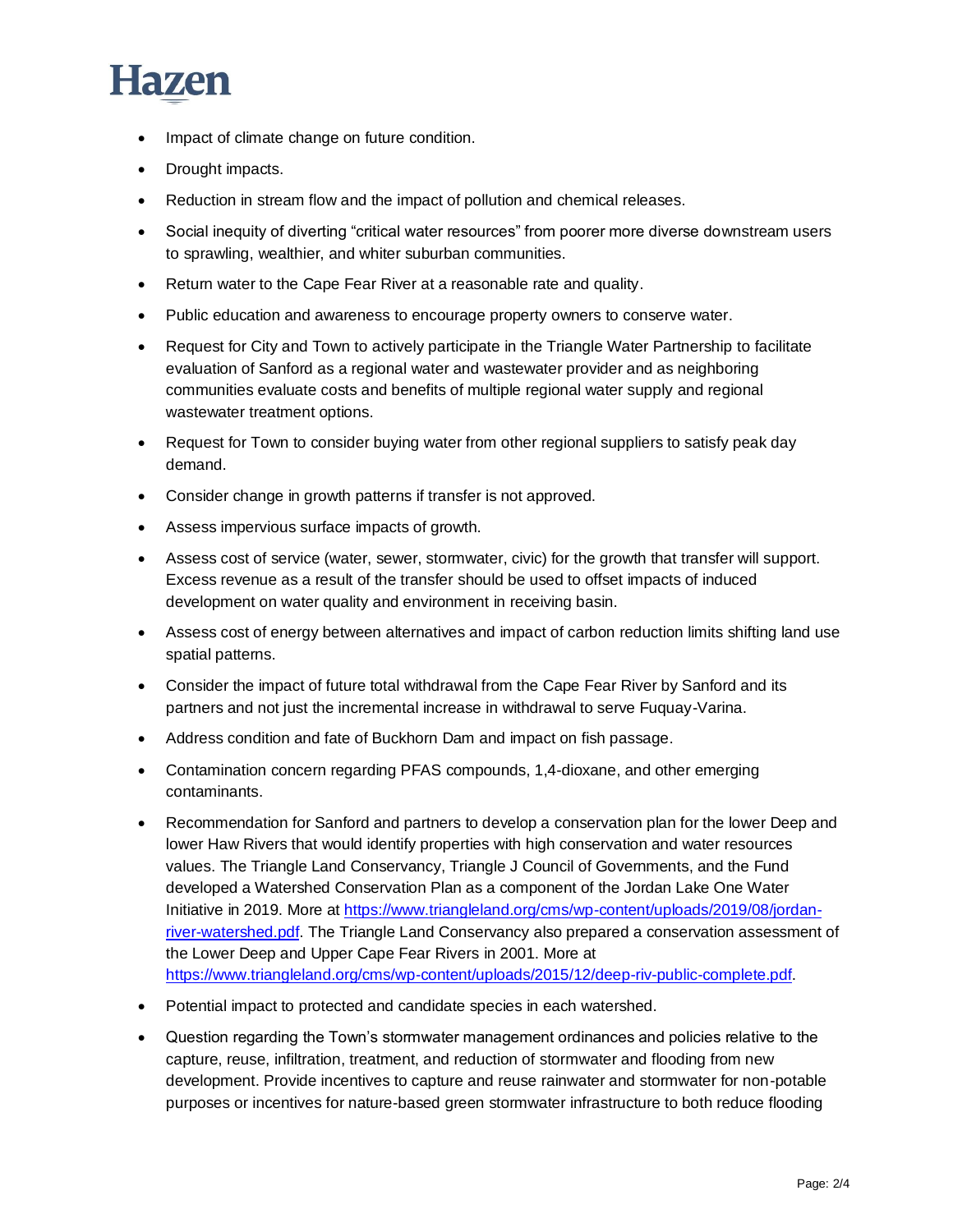- Impact of climate change on future condition.
- Drought impacts.
- Reduction in stream flow and the impact of pollution and chemical releases.
- Social inequity of diverting "critical water resources" from poorer more diverse downstream users to sprawling, wealthier, and whiter suburban communities.
- Return water to the Cape Fear River at a reasonable rate and quality.
- Public education and awareness to encourage property owners to conserve water.
- Request for City and Town to actively participate in the Triangle Water Partnership to facilitate evaluation of Sanford as a regional water and wastewater provider and as neighboring communities evaluate costs and benefits of multiple regional water supply and regional wastewater treatment options.
- Request for Town to consider buying water from other regional suppliers to satisfy peak day demand.
- Consider change in growth patterns if transfer is not approved.
- Assess impervious surface impacts of growth.
- Assess cost of service (water, sewer, stormwater, civic) for the growth that transfer will support. Excess revenue as a result of the transfer should be used to offset impacts of induced development on water quality and environment in receiving basin.
- Assess cost of energy between alternatives and impact of carbon reduction limits shifting land use spatial patterns.
- Consider the impact of future total withdrawal from the Cape Fear River by Sanford and its partners and not just the incremental increase in withdrawal to serve Fuquay-Varina.
- Address condition and fate of Buckhorn Dam and impact on fish passage.
- Contamination concern regarding PFAS compounds, 1,4-dioxane, and other emerging contaminants.
- Recommendation for Sanford and partners to develop a conservation plan for the lower Deep and lower Haw Rivers that would identify properties with high conservation and water resources values. The Triangle Land Conservancy, Triangle J Council of Governments, and the Fund developed a Watershed Conservation Plan as a component of the Jordan Lake One Water Initiative in 2019. More at [https://www.triangleland.org/cms/wp-content/uploads/2019/08/jordan-river-watershed.pdf](https://www.triangleland.org/cms/wp-content/uploads/2019/08/jordan-river-watershed.pdf). The Triangle Land Conservancy also prepared a conservation assessment of the Lower Deep and Upper Cape Fear Rivers in 2001. More at [https://www.triangleland.org/cms/wp-content/uploads/2015/12/deep-riv-public-complete.pdf](https://www.triangleland.org/cms/wp-content/uploads/2015/12/deep-riv-public-complete.pdf).
- Potential impact to protected and candidate species in each watershed.
- Question regarding the Town's stormwater management ordinances and policies relative to the capture, reuse, infiltration, treatment, and reduction of stormwater and flooding from new development. Provide incentives to capture and reuse rainwater and stormwater for non-potable purposes or incentives for nature-based green stormwater infrastructure to both reduce flooding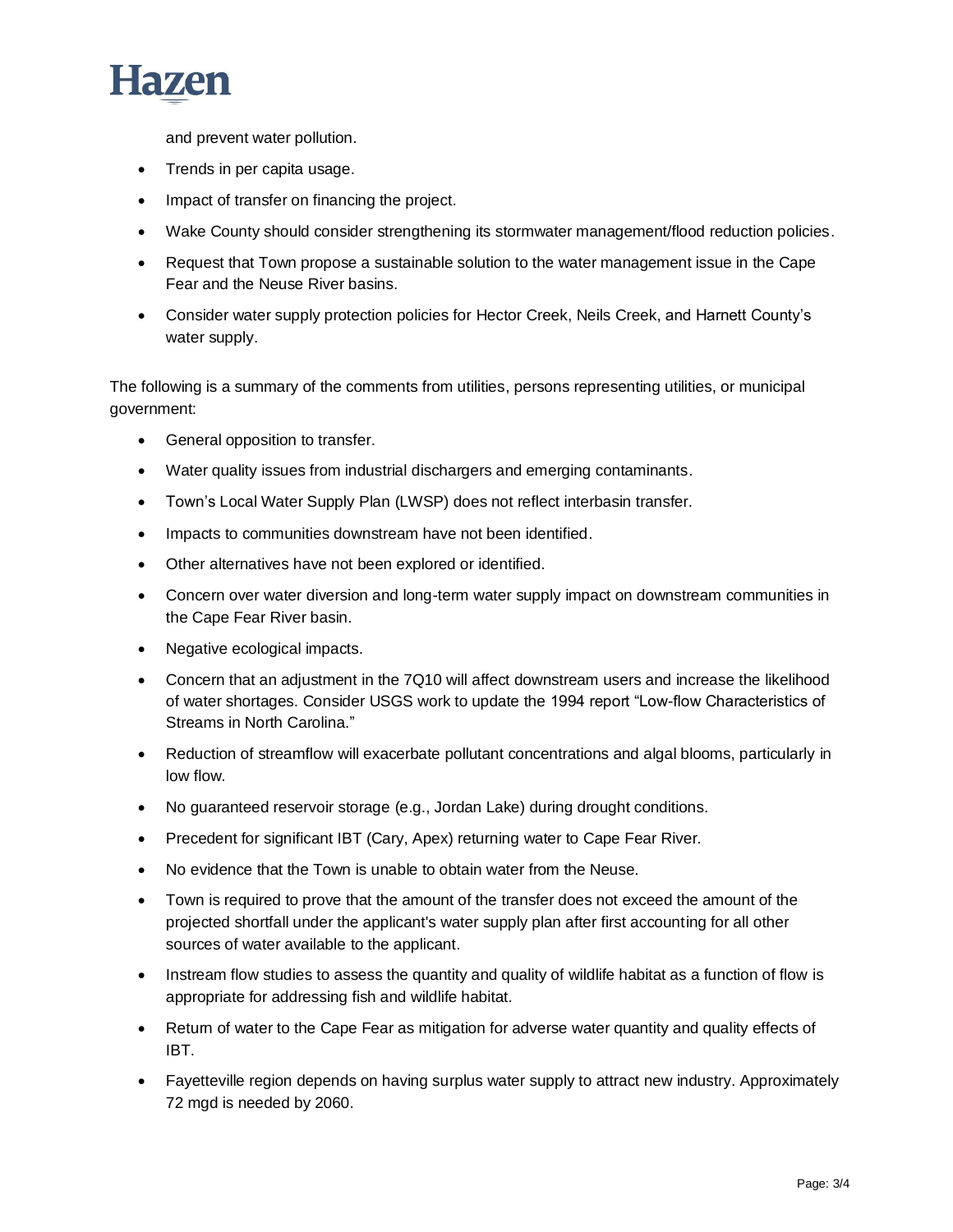and prevent water pollution.

- Trends in per capita usage.
- Impact of transfer on financing the project.
- Wake County should consider strengthening its stormwater management/flood reduction policies.
- Request that Town propose a sustainable solution to the water management issue in the Cape Fear and the Neuse River basins.
- Consider water supply protection policies for Hector Creek, Neils Creek, and Harnett County's water supply.

The following is a summary of the comments from utilities, persons representing utilities, or municipal government:

- General opposition to transfer.
- Water quality issues from industrial dischargers and emerging contaminants.
- Town's Local Water Supply Plan (LWSP) does not reflect interbasin transfer.
- Impacts to communities downstream have not been identified.
- Other alternatives have not been explored or identified.
- Concern over water diversion and long-term water supply impact on downstream communities in the Cape Fear River basin.
- Negative ecological impacts.
- Concern that an adjustment in the 7Q10 will affect downstream users and increase the likelihood of water shortages. Consider USGS work to update the 1994 report "Low-flow Characteristics of Streams in North Carolina."
- Reduction of streamflow will exacerbate pollutant concentrations and algal blooms, particularly in low flow.
- No guaranteed reservoir storage (e.g., Jordan Lake) during drought conditions.
- Precedent for significant IBT (Cary, Apex) returning water to Cape Fear River.
- No evidence that the Town is unable to obtain water from the Neuse.
- Town is required to prove that the amount of the transfer does not exceed the amount of the projected shortfall under the applicant's water supply plan after first accounting for all other sources of water available to the applicant.
- Instream flow studies to assess the quantity and quality of wildlife habitat as a function of flow is appropriate for addressing fish and wildlife habitat.
- Return of water to the Cape Fear as mitigation for adverse water quantity and quality effects of IBT.
- Fayetteville region depends on having surplus water supply to attract new industry. Approximately 72 mgd is needed by 2060.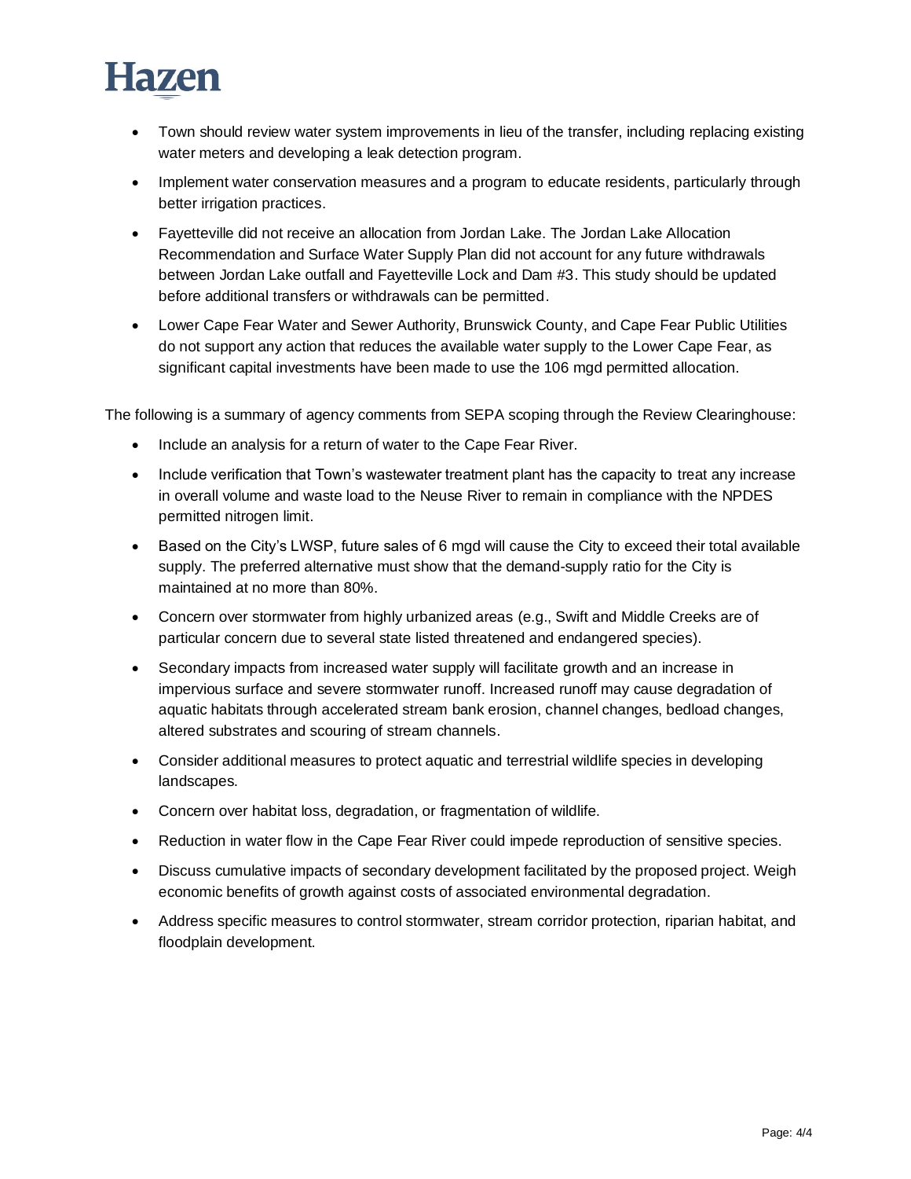- Town should review water system improvements in lieu of the transfer, including replacing existing water meters and developing a leak detection program.
- Implement water conservation measures and a program to educate residents, particularly through better irrigation practices.
- Fayetteville did not receive an allocation from Jordan Lake. The Jordan Lake Allocation Recommendation and Surface Water Supply Plan did not account for any future withdrawals between Jordan Lake outfall and Fayetteville Lock and Dam #3. This study should be updated before additional transfers or withdrawals can be permitted.
- Lower Cape Fear Water and Sewer Authority, Brunswick County, and Cape Fear Public Utilities do not support any action that reduces the available water supply to the Lower Cape Fear, as significant capital investments have been made to use the 106 mgd permitted allocation.

The following is a summary of agency comments from SEPA scoping through the Review Clearinghouse:

- Include an analysis for a return of water to the Cape Fear River.
- Include verification that Town's wastewater treatment plant has the capacity to treat any increase in overall volume and waste load to the Neuse River to remain in compliance with the NPDES permitted nitrogen limit.
- Based on the City's LWSP, future sales of 6 mgd will cause the City to exceed their total available supply. The preferred alternative must show that the demand-supply ratio for the City is maintained at no more than 80%.
- Concern over stormwater from highly urbanized areas (e.g., Swift and Middle Creeks are of particular concern due to several state listed threatened and endangered species).
- Secondary impacts from increased water supply will facilitate growth and an increase in impervious surface and severe stormwater runoff. Increased runoff may cause degradation of aquatic habitats through accelerated stream bank erosion, channel changes, bedload changes, altered substrates and scouring of stream channels.
- Consider additional measures to protect aquatic and terrestrial wildlife species in developing landscapes.
- Concern over habitat loss, degradation, or fragmentation of wildlife.
- Reduction in water flow in the Cape Fear River could impede reproduction of sensitive species.
- Discuss cumulative impacts of secondary development facilitated by the proposed project. Weigh economic benefits of growth against costs of associated environmental degradation.
- Address specific measures to control stormwater, stream corridor protection, riparian habitat, and floodplain development.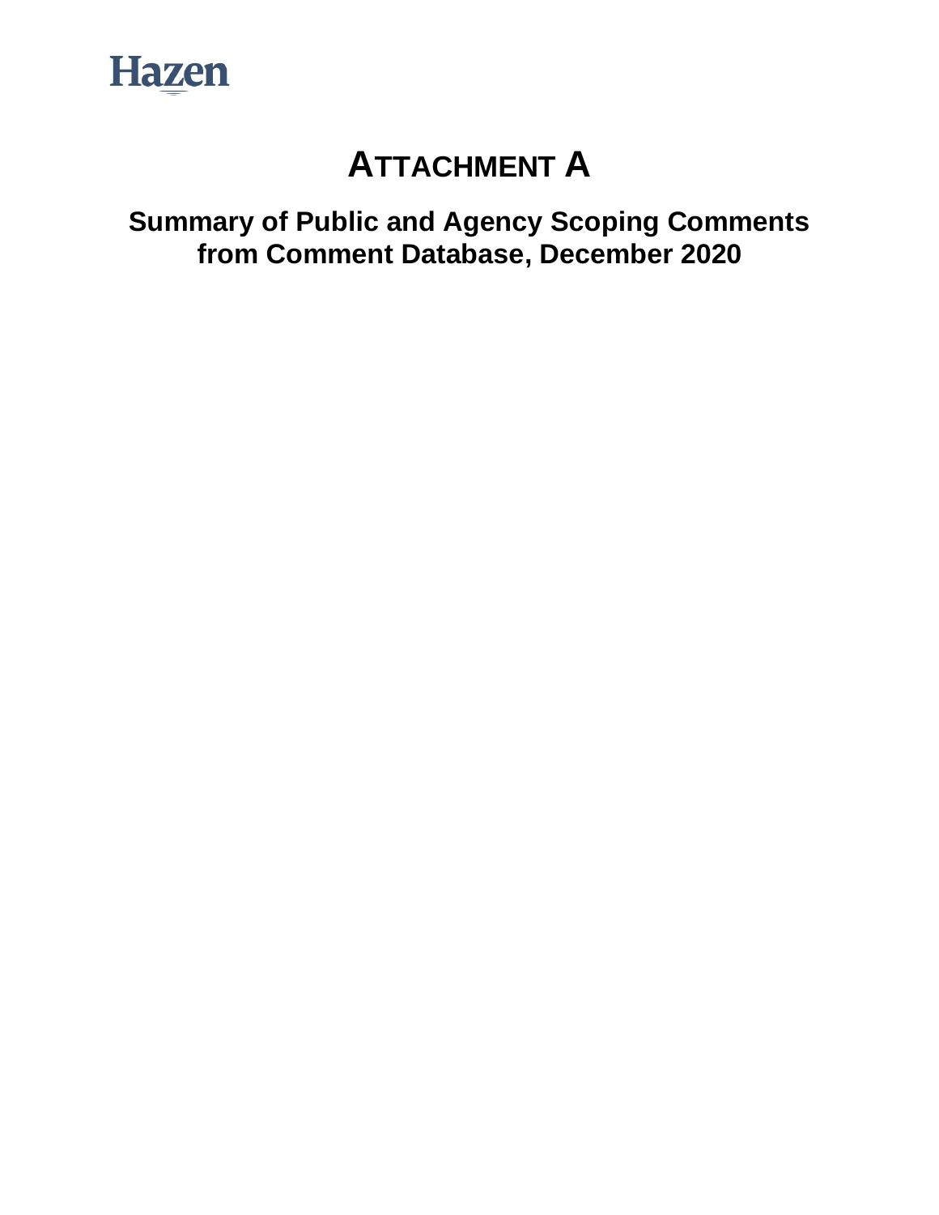# ATTACHMENT A

## Summary of Public and Agency Scoping Comments from Comment Database, December 2020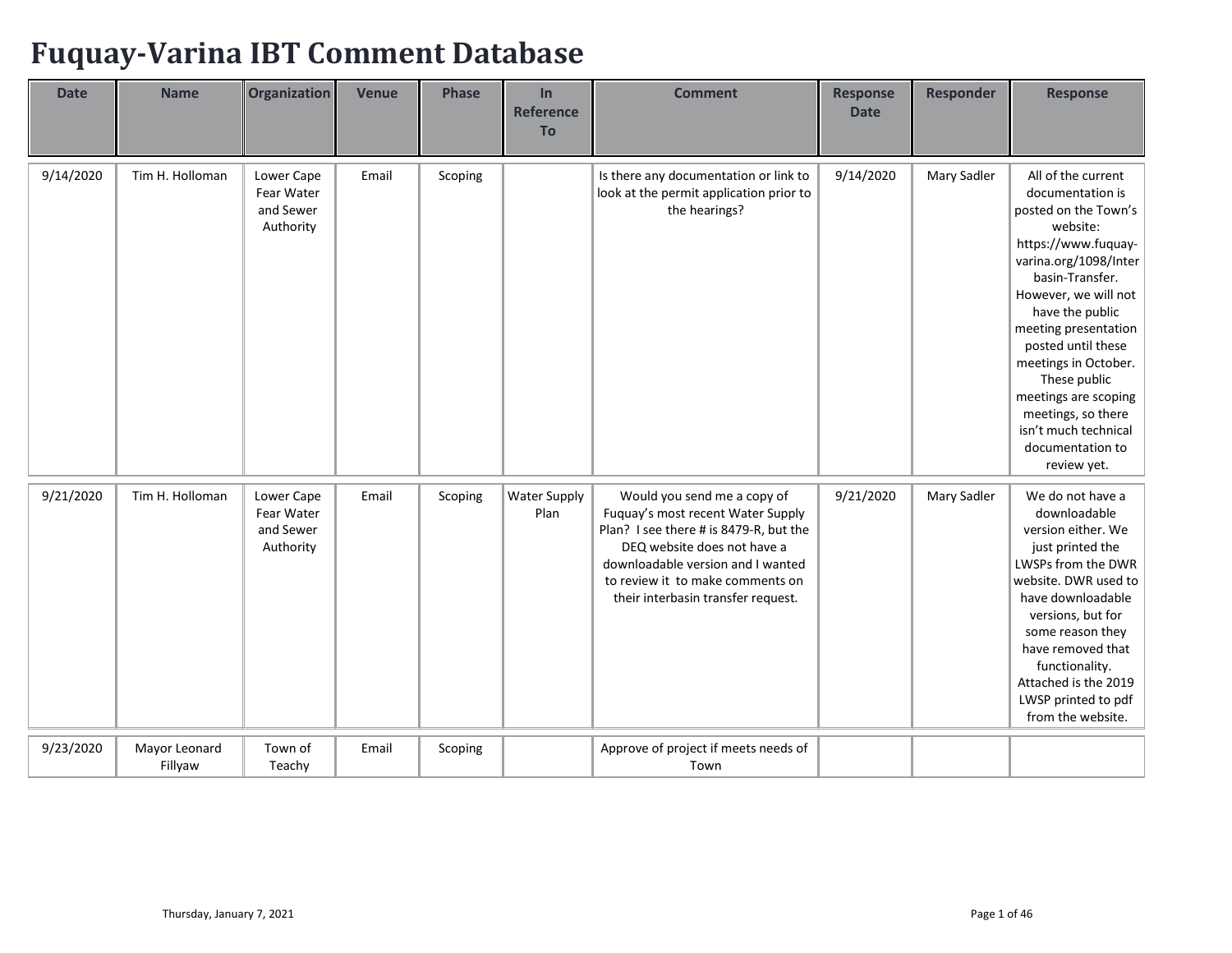# Fuquay-Varina IBT Comment Database

| Date | Name | Organization | Venue | Phase | In Reference To | Comment | Response Date | Responder | Response |
|---|---|---|---|---|---|---|---|---|---|
| 9/14/2020 | Tim H. Holloman | Lower Cape Fear Water and Sewer Authority | Email | Scoping | | Is there any documentation or link to look at the permit application prior to the hearings? | 9/14/2020 | Mary Sadler | All of the current documentation is posted on the Town's website: https://www.fuquay-varina.org/1098/Interbasin-Transfer. However, we will not have the public meeting presentation posted until these meetings in October. These public meetings are scoping meetings, so there isn't much technical documentation to review yet. |
| 9/21/2020 | Tim H. Holloman | Lower Cape Fear Water and Sewer Authority | Email | Scoping | Water Supply Plan | Would you send me a copy of Fuquay's most recent Water Supply Plan? I see there # is 8479-R, but the DEQ website does not have a downloadable version and I wanted to review it to make comments on their interbasin transfer request. | 9/21/2020 | Mary Sadler | We do not have a downloadable version either. We just printed the LWSPs from the DWR website. DWR used to have downloadable versions, but for some reason they have removed that functionality. Attached is the 2019 LWSP printed to pdf from the website. |
| 9/23/2020 | Mayor Leonard Fillyaw | Town of Teachy | Email | Scoping | | Approve of project if meets needs of Town | | | |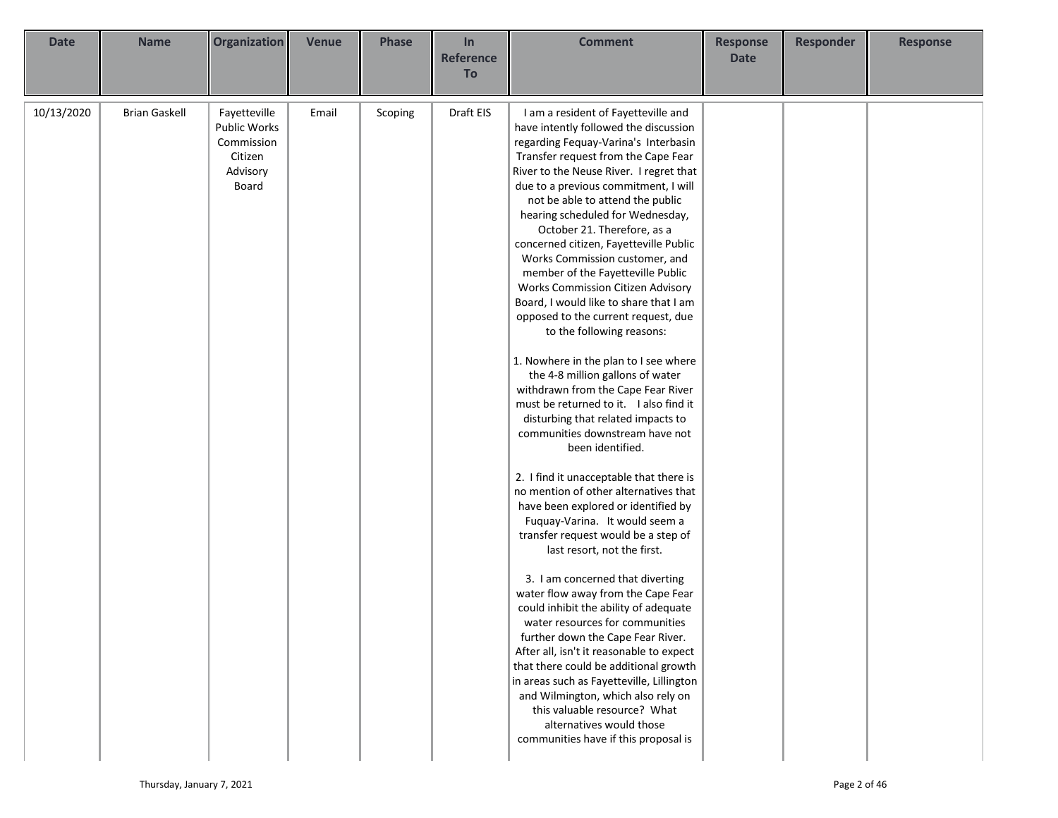| Date | Name | Organization | Venue | Phase | In Reference To | Comment | Response Date | Responder | Response |
|---|---|---|---|---|---|---|---|---|---|
| 10/13/2020 | Brian Gaskell | Fayetteville Public Works Commission Citizen Advisory Board | Email | Scoping | Draft EIS | I am a resident of Fayetteville and have intently followed the discussion regarding Fequay-Varina's Interbasin Transfer request from the Cape Fear River to the Neuse River. I regret that due to a previous commitment, I will not be able to attend the public hearing scheduled for Wednesday, October 21. Therefore, as a concerned citizen, Fayetteville Public Works Commission customer, and member of the Fayetteville Public Works Commission Citizen Advisory Board, I would like to share that I am opposed to the current request, due to the following reasons:<br><br>1. Nowhere in the plan to I see where the 4-8 million gallons of water withdrawn from the Cape Fear River must be returned to it. I also find it disturbing that related impacts to communities downstream have not been identified.<br><br>2. I find it unacceptable that there is no mention of other alternatives that have been explored or identified by Fuquay-Varina. It would seem a transfer request would be a step of last resort, not the first.<br><br>3. I am concerned that diverting water flow away from the Cape Fear could inhibit the ability of adequate water resources for communities further down the Cape Fear River. After all, isn't it reasonable to expect that there could be additional growth in areas such as Fayetteville, Lillington and Wilmington, which also rely on this valuable resource? What alternatives would those communities have if this proposal is | | | |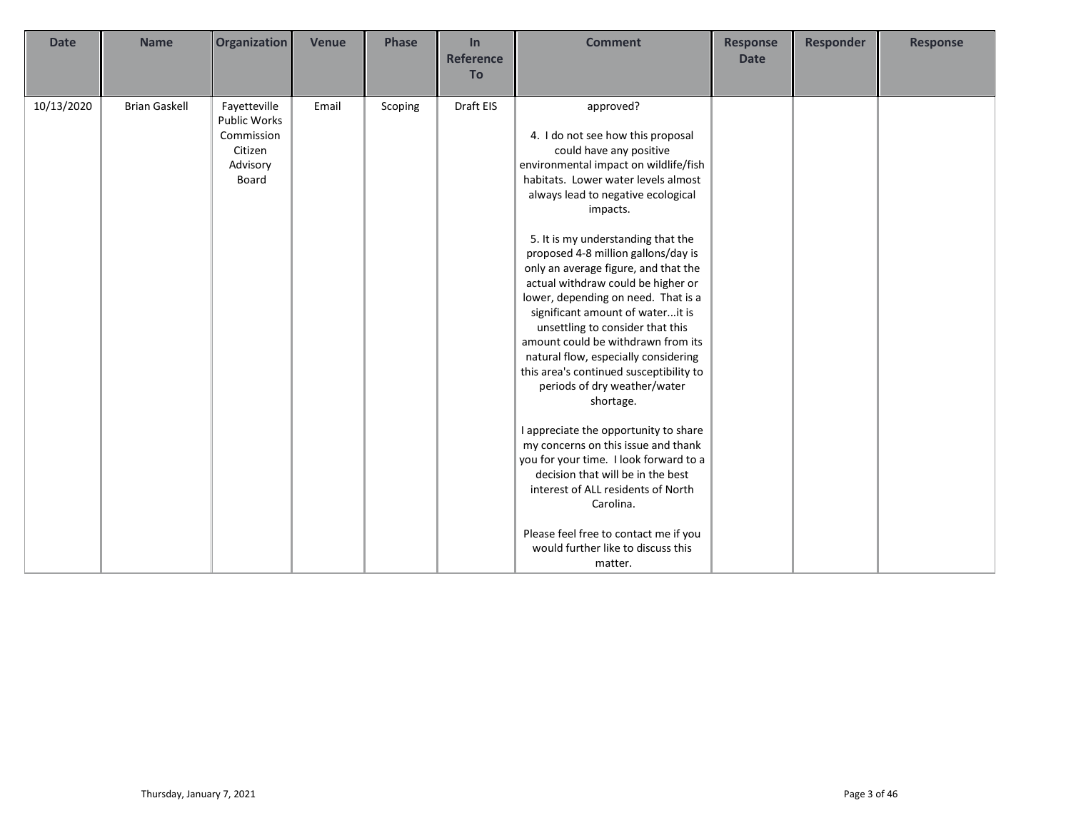| Date | Name | Organization | Venue | Phase | In Reference To | Comment | Response Date | Responder | Response |
|---|---|---|---|---|---|---|---|---|---|
| 10/13/2020 | Brian Gaskell | Fayetteville Public Works Commission Citizen Advisory Board | Email | Scoping | Draft EIS | approved?<br><br>4. I do not see how this proposal could have any positive environmental impact on wildlife/fish habitats. Lower water levels almost always lead to negative ecological impacts.<br><br>5. It is my understanding that the proposed 4-8 million gallons/day is only an average figure, and that the actual withdraw could be higher or lower, depending on need. That is a significant amount of water...it is unsettling to consider that this amount could be withdrawn from its natural flow, especially considering this area's continued susceptibility to periods of dry weather/water shortage.<br><br>I appreciate the opportunity to share my concerns on this issue and thank you for your time. I look forward to a decision that will be in the best interest of ALL residents of North Carolina.<br><br>Please feel free to contact me if you would further like to discuss this matter. | | | |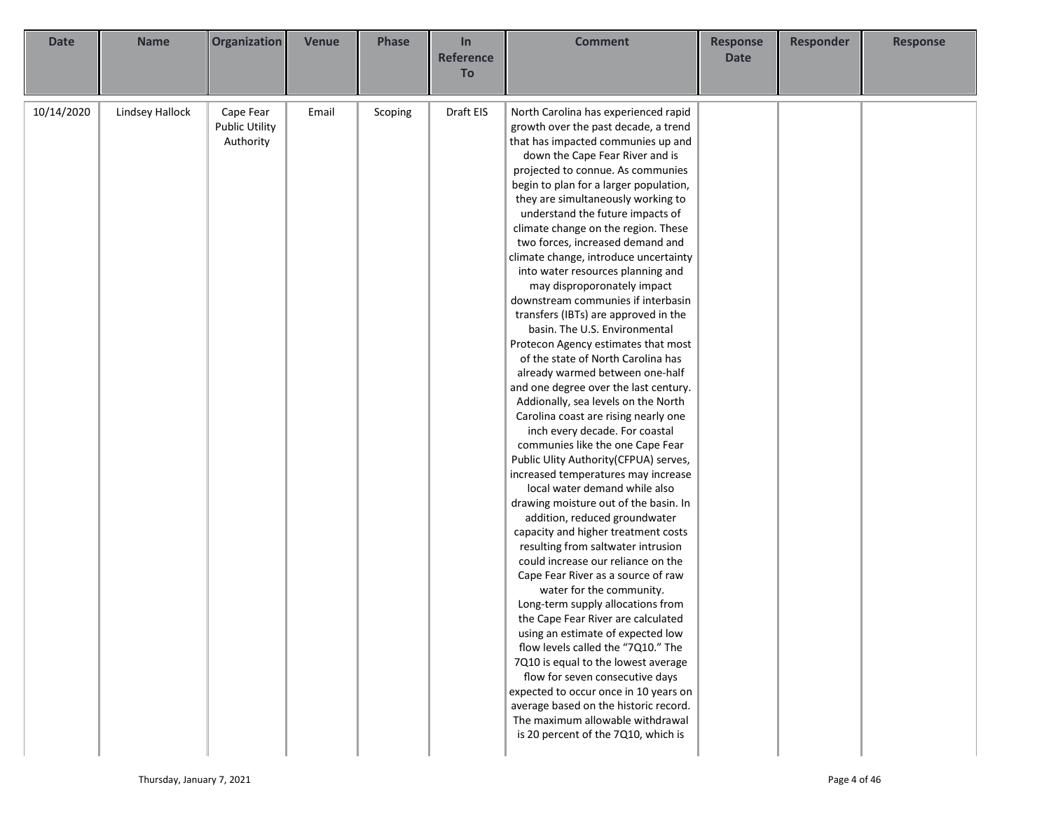| Date | Name | Organization | Venue | Phase | In Reference To | Comment | Response Date | Responder | Response |
|---|---|---|---|---|---|---|---|---|---|
| 10/14/2020 | Lindsey Hallock | Cape Fear Public Utility Authority | Email | Scoping | Draft EIS | North Carolina has experienced rapid growth over the past decade, a trend that has impacted communities up and down the Cape Fear River and is projected to connue. As communities begin to plan for a larger population, they are simultaneously working to understand the future impacts of climate change on the region. These two forces, increased demand and climate change, introduce uncertainty into water resources planning and may disproporonately impact downstream communities if interbasin transfers (IBTs) are approved in the basin. The U.S. Environmental Protecon Agency estimates that most of the state of North Carolina has already warmed between one-half and one degree over the last century. Addionally, sea levels on the North Carolina coast are rising nearly one inch every decade. For coastal communities like the one Cape Fear Public Ulity Authority(CFPUA) serves, increased temperatures may increase local water demand while also drawing moisture out of the basin. In addition, reduced groundwater capacity and higher treatment costs resulting from saltwater intrusion could increase our reliance on the Cape Fear River as a source of raw water for the community. Long-term supply allocations from the Cape Fear River are calculated using an estimate of expected low flow levels called the "7Q10." The 7Q10 is equal to the lowest average flow for seven consecutive days expected to occur once in 10 years on average based on the historic record. The maximum allowable withdrawal is 20 percent of the 7Q10, which is | | | |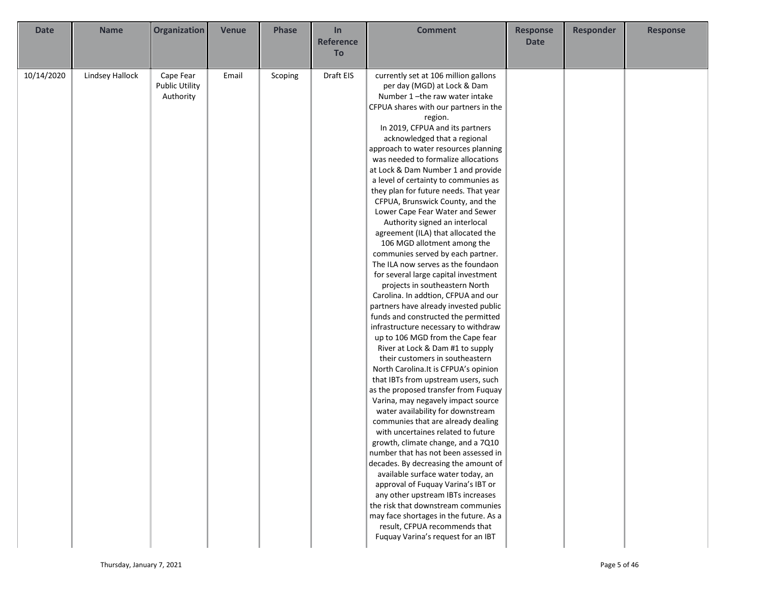| Date | Name | Organization | Venue | Phase | In Reference To | Comment | Response Date | Responder | Response |
|---|---|---|---|---|---|---|---|---|---|
| 10/14/2020 | Lindsey Hallock | Cape Fear Public Utility Authority | Email | Scoping | Draft EIS | currently set at 106 million gallons per day (MGD) at Lock & Dam Number 1 –the raw water intake CFPUA shares with our partners in the region. In 2019, CFPUA and its partners acknowledged that a regional approach to water resources planning was needed to formalize allocations at Lock & Dam Number 1 and provide a level of certainty to communities as they plan for future needs. That year CFPUA, Brunswick County, and the Lower Cape Fear Water and Sewer Authority signed an interlocal agreement (ILA) that allocated the 106 MGD allotment among the communities served by each partner. The ILA now serves as the foundaon for several large capital investment projects in southeastern North Carolina. In addtion, CFPUA and our partners have already invested public funds and constructed the permitted infrastructure necessary to withdraw up to 106 MGD from the Cape fear River at Lock & Dam #1 to supply their customers in southeastern North Carolina.It is CFPUA's opinion that IBTs from upstream users, such as the proposed transfer from Fuquay Varina, may negavely impact source water availability for downstream communities that are already dealing with uncertaines related to future growth, climate change, and a 7Q10 number that has not been assessed in decades. By decreasing the amount of available surface water today, an approval of Fuquay Varina's IBT or any other upstream IBTs increases the risk that downstream communities may face shortages in the future. As a result, CFPUA recommends that Fuquay Varina's request for an IBT | | | |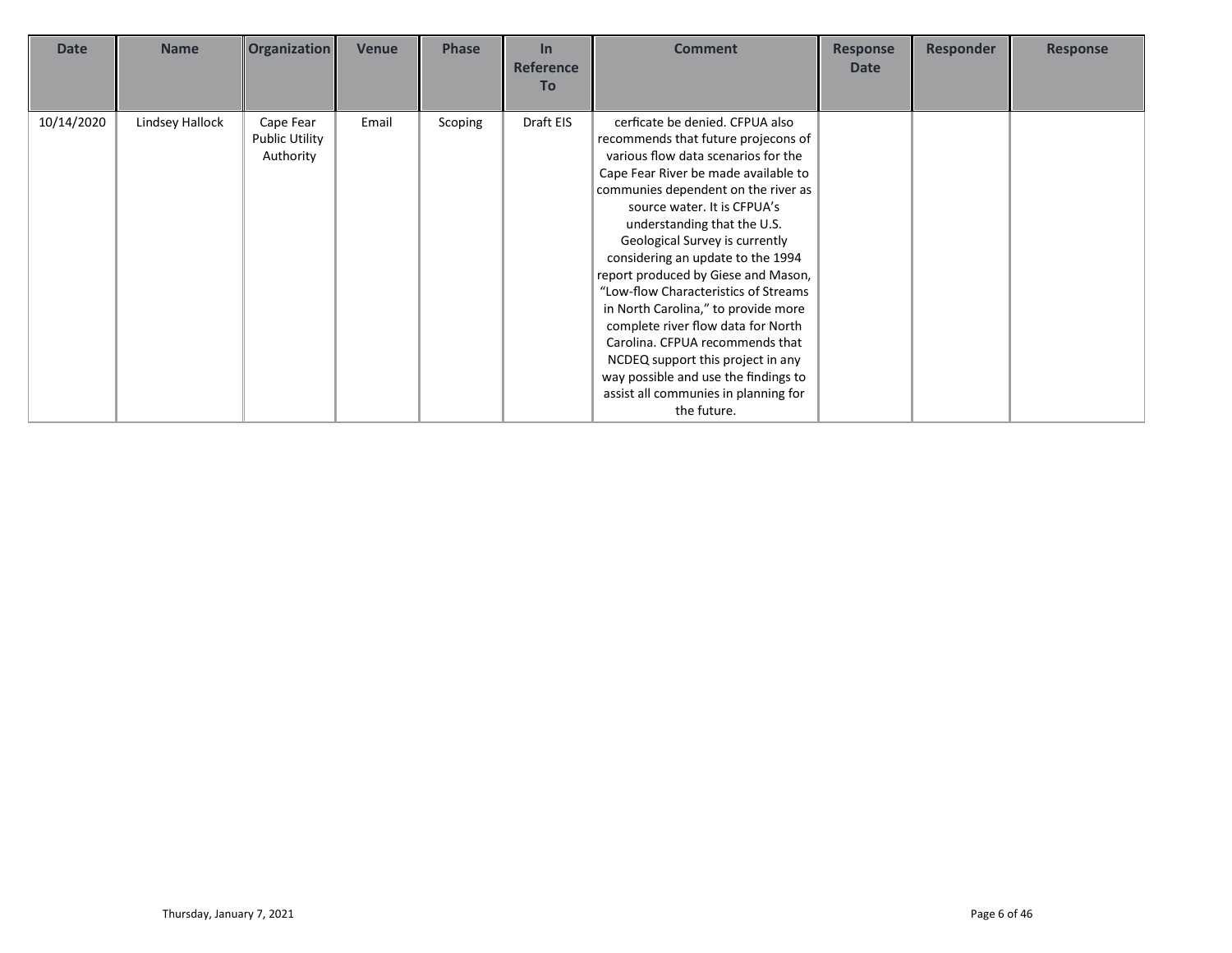| Date | Name | Organization | Venue | Phase | In Reference To | Comment | Response Date | Responder | Response |
| --- | --- | --- | --- | --- | --- | --- | --- | --- | --- |
| 10/14/2020 | Lindsey Hallock | Cape Fear Public Utility Authority | Email | Scoping | Draft EIS | cerficate be denied. CFPUA also recommends that future projecons of various flow data scenarios for the Cape Fear River be made available to communities dependent on the river as source water. It is CFPUA's understanding that the U.S. Geological Survey is currently considering an update to the 1994 report produced by Giese and Mason, "Low-flow Characteristics of Streams in North Carolina," to provide more complete river flow data for North Carolina. CFPUA recommends that NCDEQ support this project in any way possible and use the findings to assist all communities in planning for the future. | | | |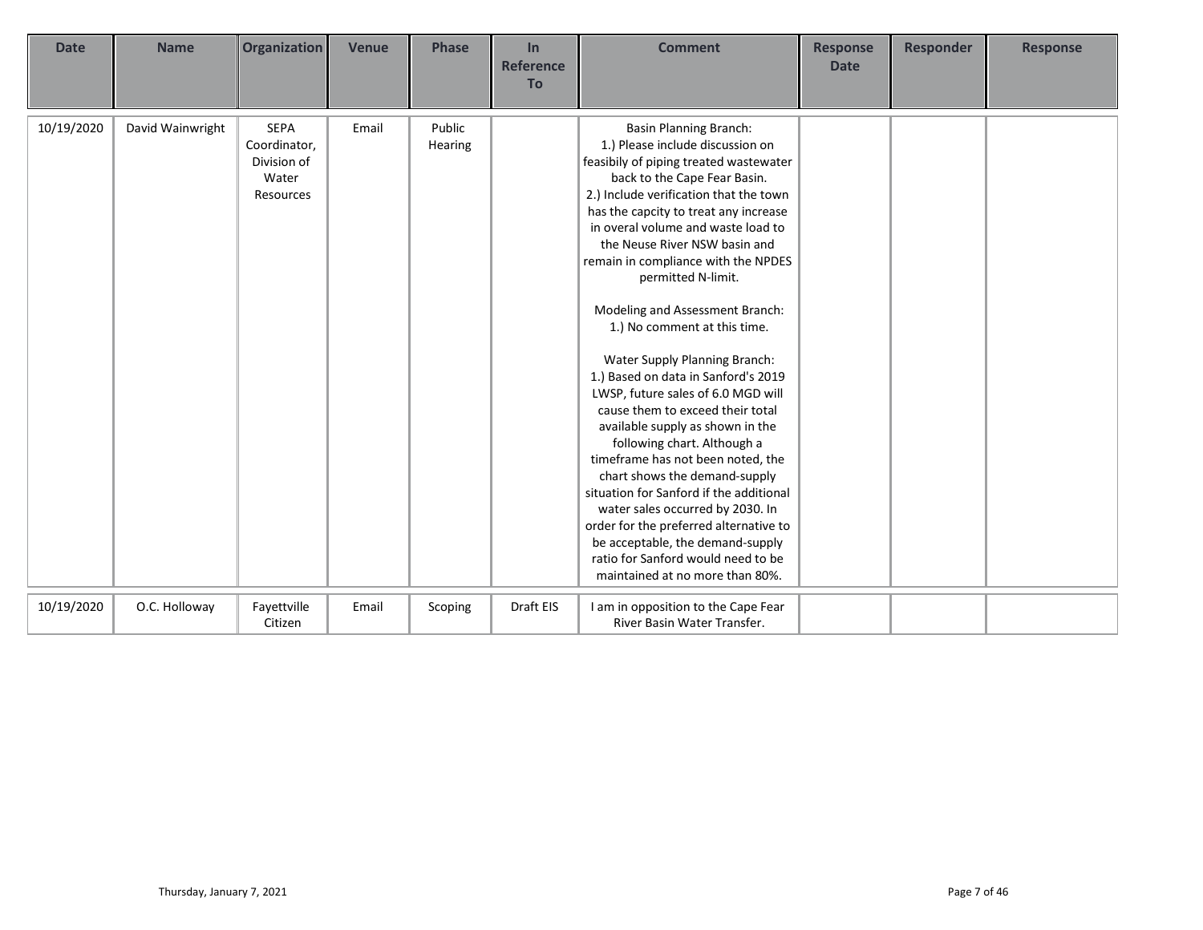| Date | Name | Organization | Venue | Phase | In Reference To | Comment | Response Date | Responder | Response |
|---|---|---|---|---|---|---|---|---|---|
| 10/19/2020 | David Wainwright | SEPA Coordinator, Division of Water Resources | Email | Public Hearing | | Basin Planning Branch:<br>1.) Please include discussion on feasibily of piping treated wastewater back to the Cape Fear Basin.<br>2.) Include verification that the town has the capcity to treat any increase in overal volume and waste load to the Neuse River NSW basin and remain in compliance with the NPDES permitted N-limit.<br><br>Modeling and Assessment Branch:<br>1.) No comment at this time.<br><br>Water Supply Planning Branch:<br>1.) Based on data in Sanford's 2019 LWSP, future sales of 6.0 MGD will cause them to exceed their total available supply as shown in the following chart. Although a timeframe has not been noted, the chart shows the demand-supply situation for Sanford if the additional water sales occurred by 2030. In order for the preferred alternative to be acceptable, the demand-supply ratio for Sanford would need to be maintained at no more than 80%. | | | |
| 10/19/2020 | O.C. Holloway | Fayettville Citizen | Email | Scoping | Draft EIS | I am in opposition to the Cape Fear River Basin Water Transfer. | | | |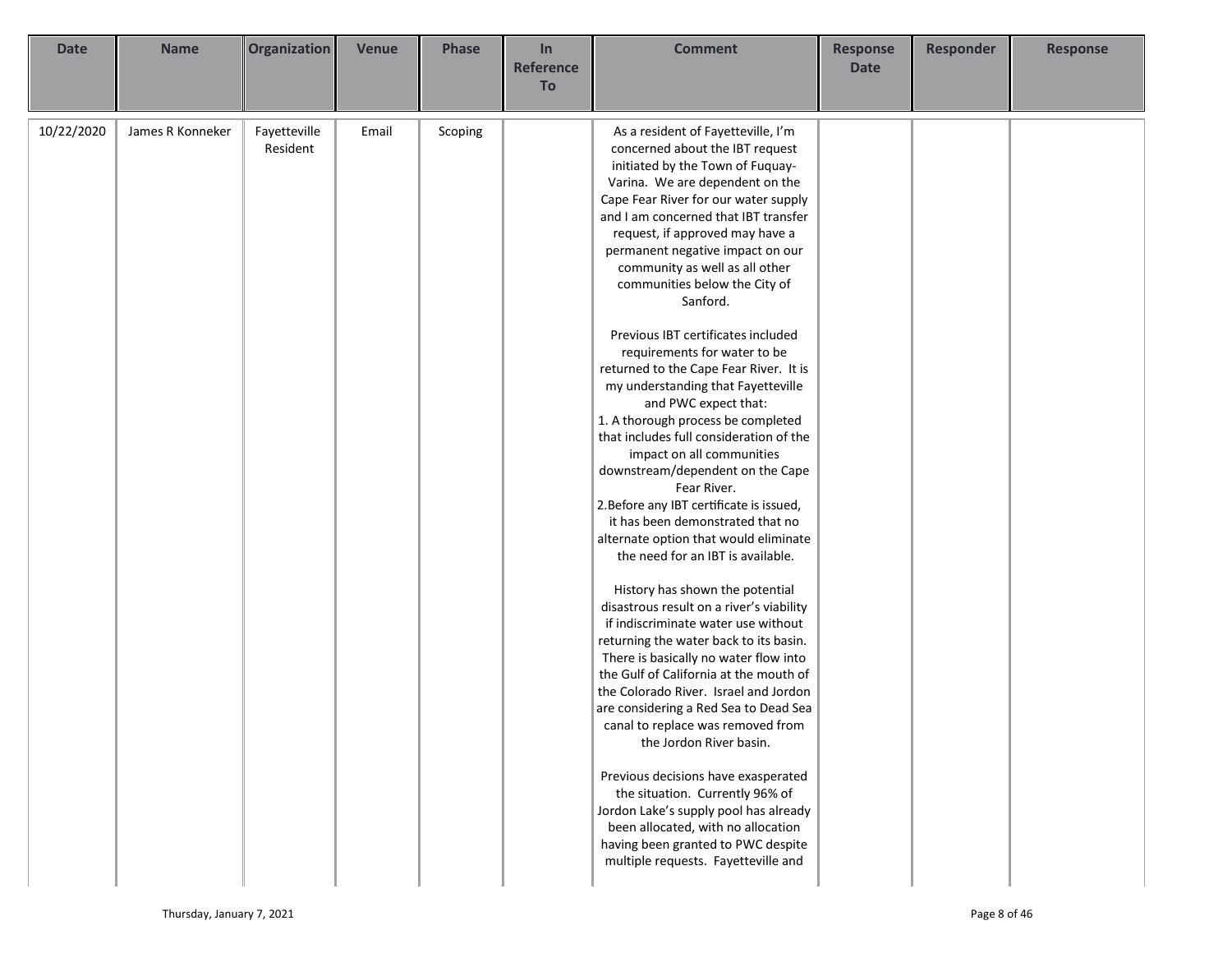| Date | Name | Organization | Venue | Phase | In Reference To | Comment | Response Date | Responder | Response |
|---|---|---|---|---|---|---|---|---|---|
| 10/22/2020 | James R Konneker | Fayetteville Resident | Email | Scoping | | As a resident of Fayetteville, I'm concerned about the IBT request initiated by the Town of Fuquay-Varina. We are dependent on the Cape Fear River for our water supply and I am concerned that IBT transfer request, if approved may have a permanent negative impact on our community as well as all other communities below the City of Sanford.<br><br>Previous IBT certificates included requirements for water to be returned to the Cape Fear River. It is my understanding that Fayetteville and PWC expect that:<br>1. A thorough process be completed that includes full consideration of the impact on all communities downstream/dependent on the Cape Fear River.<br>2.Before any IBT certificate is issued, it has been demonstrated that no alternate option that would eliminate the need for an IBT is available.<br><br>History has shown the potential disastrous result on a river's viability if indiscriminate water use without returning the water back to its basin. There is basically no water flow into the Gulf of California at the mouth of the Colorado River. Israel and Jordon are considering a Red Sea to Dead Sea canal to replace was removed from the Jordon River basin.<br><br>Previous decisions have exasperated the situation. Currently 96% of Jordon Lake's supply pool has already been allocated, with no allocation having been granted to PWC despite multiple requests. Fayetteville and | | | |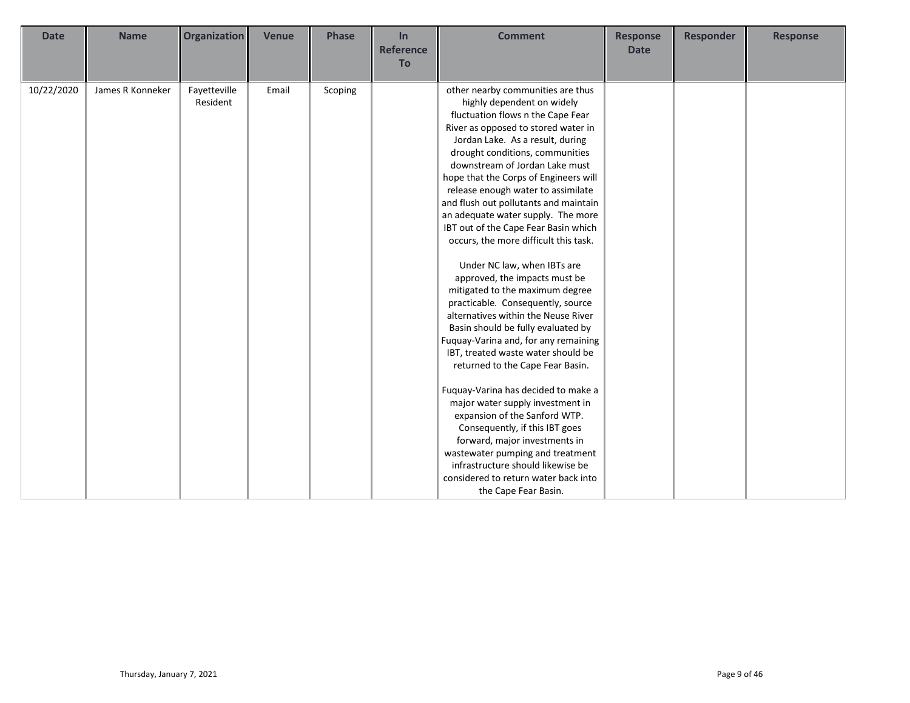| Date | Name | Organization | Venue | Phase | In Reference To | Comment | Response Date | Responder | Response |
|---|---|---|---|---|---|---|---|---|---|
| 10/22/2020 | James R Konneker | Fayetteville Resident | Email | Scoping | | other nearby communities are thus highly dependent on widely fluctuation flows n the Cape Fear River as opposed to stored water in Jordan Lake. As a result, during drought conditions, communities downstream of Jordan Lake must hope that the Corps of Engineers will release enough water to assimilate and flush out pollutants and maintain an adequate water supply. The more IBT out of the Cape Fear Basin which occurs, the more difficult this task.<br><br>Under NC law, when IBTs are approved, the impacts must be mitigated to the maximum degree practicable. Consequently, source alternatives within the Neuse River Basin should be fully evaluated by Fuquay-Varina and, for any remaining IBT, treated waste water should be returned to the Cape Fear Basin.<br><br>Fuquay-Varina has decided to make a major water supply investment in expansion of the Sanford WTP. Consequently, if this IBT goes forward, major investments in wastewater pumping and treatment infrastructure should likewise be considered to return water back into the Cape Fear Basin. | | | |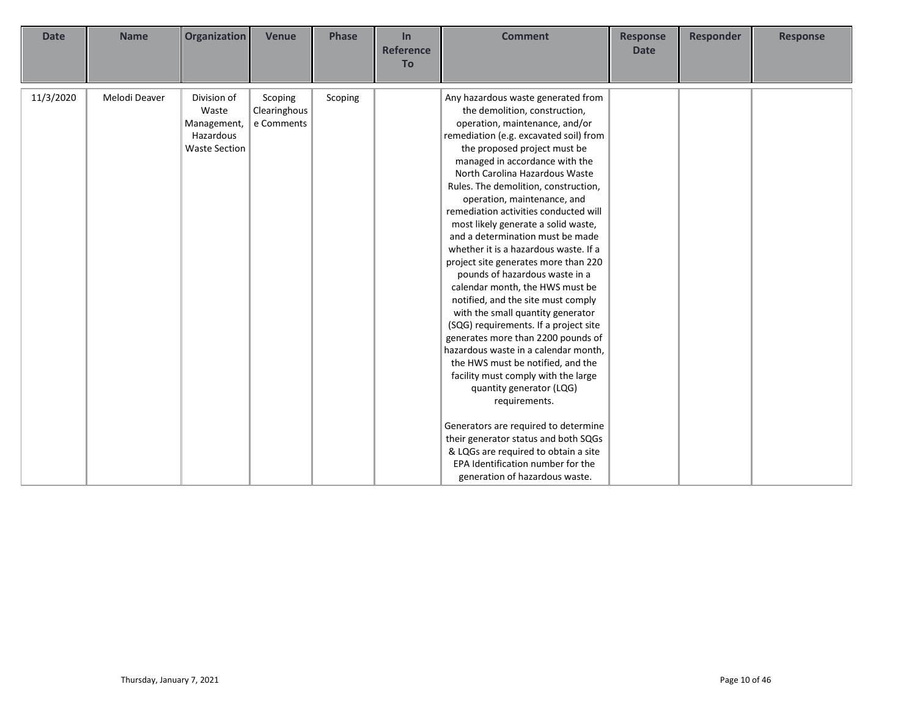| Date | Name | Organization | Venue | Phase | In Reference To | Comment | Response Date | Responder | Response |
|---|---|---|---|---|---|---|---|---|---|
| 11/3/2020 | Melodi Deaver | Division of Waste Management, Hazardous Waste Section | Scoping Clearinghouse Comments | Scoping | | Any hazardous waste generated from the demolition, construction, operation, maintenance, and/or remediation (e.g. excavated soil) from the proposed project must be managed in accordance with the North Carolina Hazardous Waste Rules. The demolition, construction, operation, maintenance, and remediation activities conducted will most likely generate a solid waste, and a determination must be made whether it is a hazardous waste. If a project site generates more than 220 pounds of hazardous waste in a calendar month, the HWS must be notified, and the site must comply with the small quantity generator (SQG) requirements. If a project site generates more than 2200 pounds of hazardous waste in a calendar month, the HWS must be notified, and the facility must comply with the large quantity generator (LQG) requirements.<br><br>Generators are required to determine their generator status and both SQGs & LQGs are required to obtain a site EPA Identification number for the generation of hazardous waste. | | | |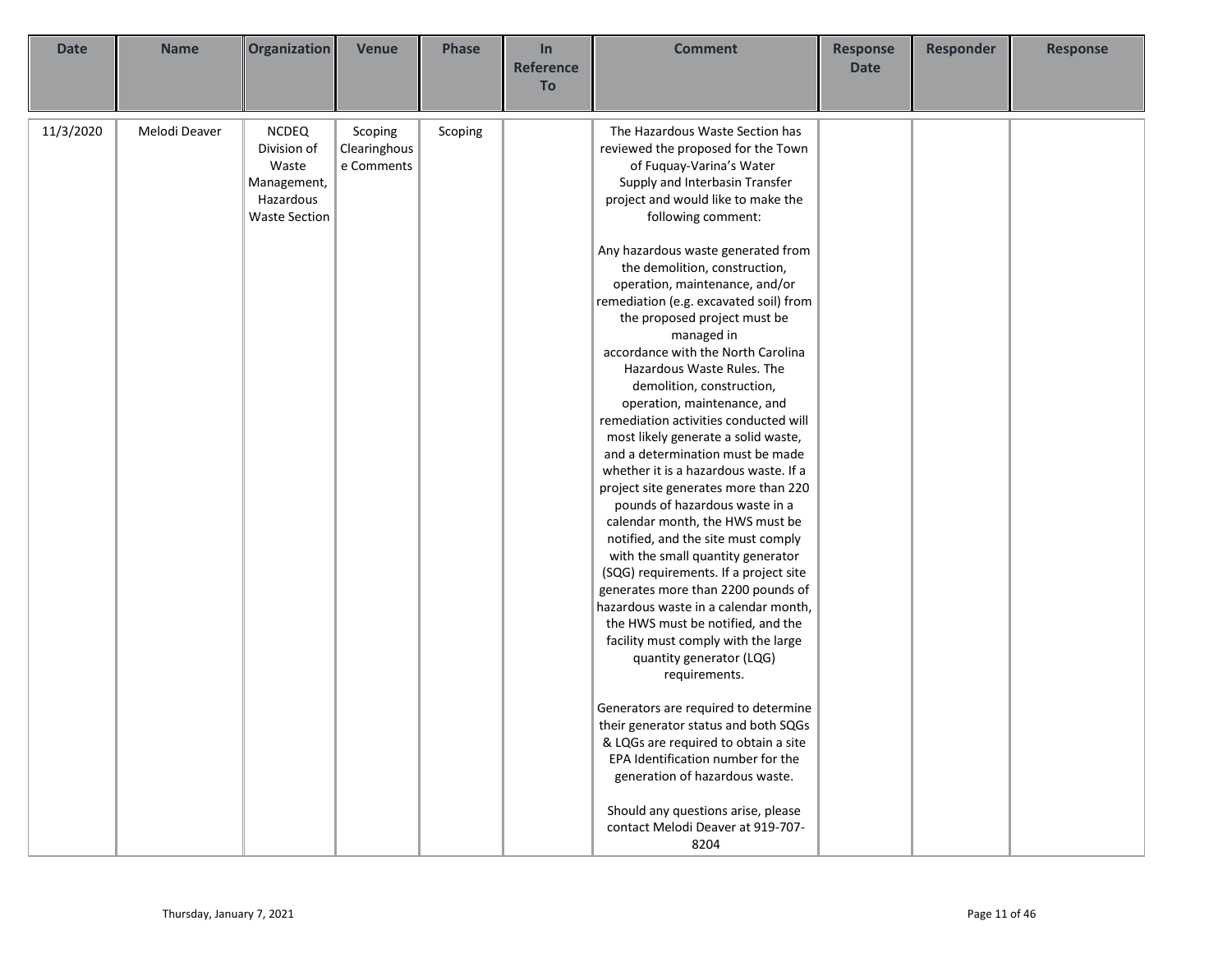| Date | Name | Organization | Venue | Phase | In Reference To | Comment | Response Date | Responder | Response |
|---|---|---|---|---|---|---|---|---|---|
| 11/3/2020 | Melodi Deaver | NCDEQ Division of Waste Management, Hazardous Waste Section | Scoping Clearinghouse Comments | Scoping | | The Hazardous Waste Section has reviewed the proposed for the Town of Fuquay-Varina's Water Supply and Interbasin Transfer project and would like to make the following comment:<br><br>Any hazardous waste generated from the demolition, construction, operation, maintenance, and/or remediation (e.g. excavated soil) from the proposed project must be managed in accordance with the North Carolina Hazardous Waste Rules. The demolition, construction, operation, maintenance, and remediation activities conducted will most likely generate a solid waste, and a determination must be made whether it is a hazardous waste. If a project site generates more than 220 pounds of hazardous waste in a calendar month, the HWS must be notified, and the site must comply with the small quantity generator (SQG) requirements. If a project site generates more than 2200 pounds of hazardous waste in a calendar month, the HWS must be notified, and the facility must comply with the large quantity generator (LQG) requirements.<br><br>Generators are required to determine their generator status and both SQGs & LQGs are required to obtain a site EPA Identification number for the generation of hazardous waste.<br><br>Should any questions arise, please contact Melodi Deaver at 919-707-8204 | | | |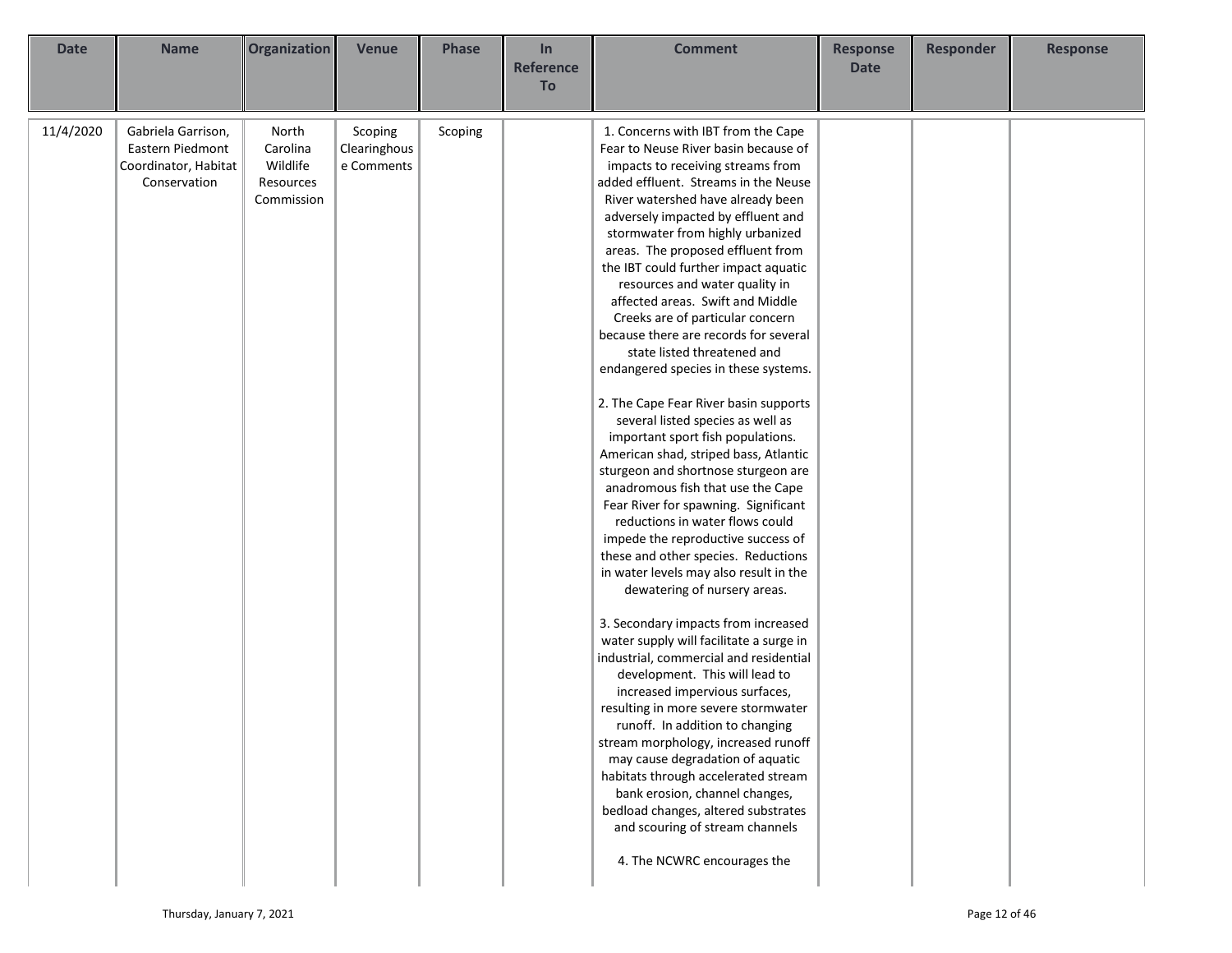| Date | Name | Organization | Venue | Phase | In Reference To | Comment | Response Date | Responder | Response |
|---|---|---|---|---|---|---|---|---|---|
| 11/4/2020 | Gabriela Garrison, Eastern Piedmont Coordinator, Habitat Conservation | North Carolina Wildlife Resources Commission | Scoping Clearinghouse Comments | Scoping | | 1. Concerns with IBT from the Cape Fear to Neuse River basin because of impacts to receiving streams from added effluent. Streams in the Neuse River watershed have already been adversely impacted by effluent and stormwater from highly urbanized areas. The proposed effluent from the IBT could further impact aquatic resources and water quality in affected areas. Swift and Middle Creeks are of particular concern because there are records for several state listed threatened and endangered species in these systems.<br><br>2. The Cape Fear River basin supports several listed species as well as important sport fish populations. American shad, striped bass, Atlantic sturgeon and shortnose sturgeon are anadromous fish that use the Cape Fear River for spawning. Significant reductions in water flows could impede the reproductive success of these and other species. Reductions in water levels may also result in the dewatering of nursery areas.<br><br>3. Secondary impacts from increased water supply will facilitate a surge in industrial, commercial and residential development. This will lead to increased impervious surfaces, resulting in more severe stormwater runoff. In addition to changing stream morphology, increased runoff may cause degradation of aquatic habitats through accelerated stream bank erosion, channel changes, bedload changes, altered substrates and scouring of stream channels<br><br>4. The NCWRC encourages the | | | |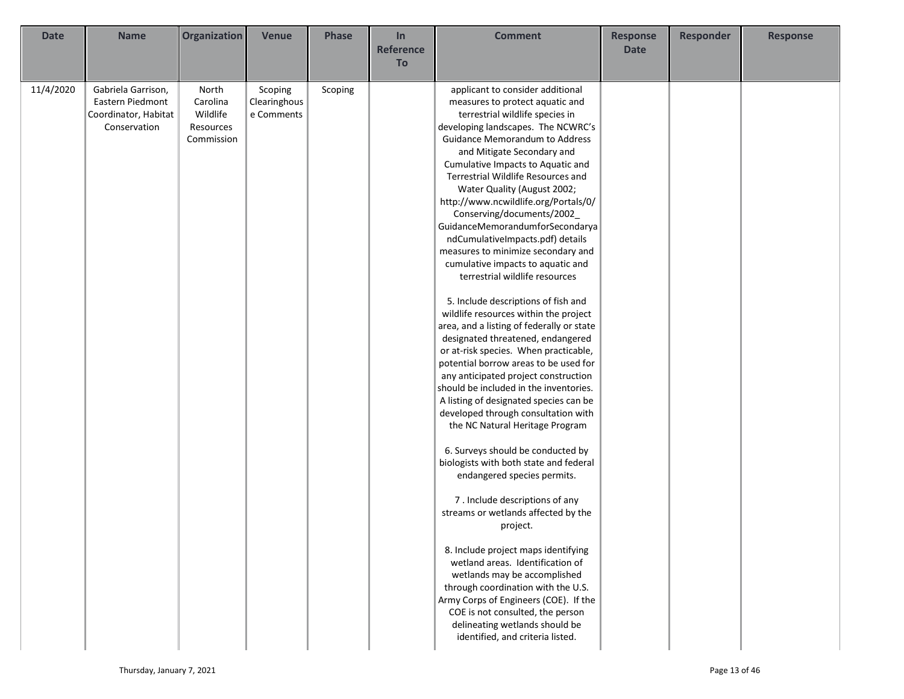| Date | Name | Organization | Venue | Phase | In Reference To | Comment | Response Date | Responder | Response |
|---|---|---|---|---|---|---|---|---|---|
| 11/4/2020 | Gabriela Garrison, Eastern Piedmont Coordinator, Habitat Conservation | North Carolina Wildlife Resources Commission | Scoping Clearinghouse Comments | Scoping | | applicant to consider additional measures to protect aquatic and terrestrial wildlife species in developing landscapes. The NCWRC's Guidance Memorandum to Address and Mitigate Secondary and Cumulative Impacts to Aquatic and Terrestrial Wildlife Resources and Water Quality (August 2002; http://www.ncwildlife.org/Portals/0/Conserving/documents/2002_GuidanceMemorandumforSecondaryandCumulativeImpacts.pdf) details measures to minimize secondary and cumulative impacts to aquatic and terrestrial wildlife resources<br><br>5. Include descriptions of fish and wildlife resources within the project area, and a listing of federally or state designated threatened, endangered or at-risk species. When practicable, potential borrow areas to be used for any anticipated project construction should be included in the inventories. A listing of designated species can be developed through consultation with the NC Natural Heritage Program<br><br>6. Surveys should be conducted by biologists with both state and federal endangered species permits.<br><br>7 . Include descriptions of any streams or wetlands affected by the project.<br><br>8. Include project maps identifying wetland areas. Identification of wetlands may be accomplished through coordination with the U.S. Army Corps of Engineers (COE). If the COE is not consulted, the person delineating wetlands should be identified, and criteria listed. | | | |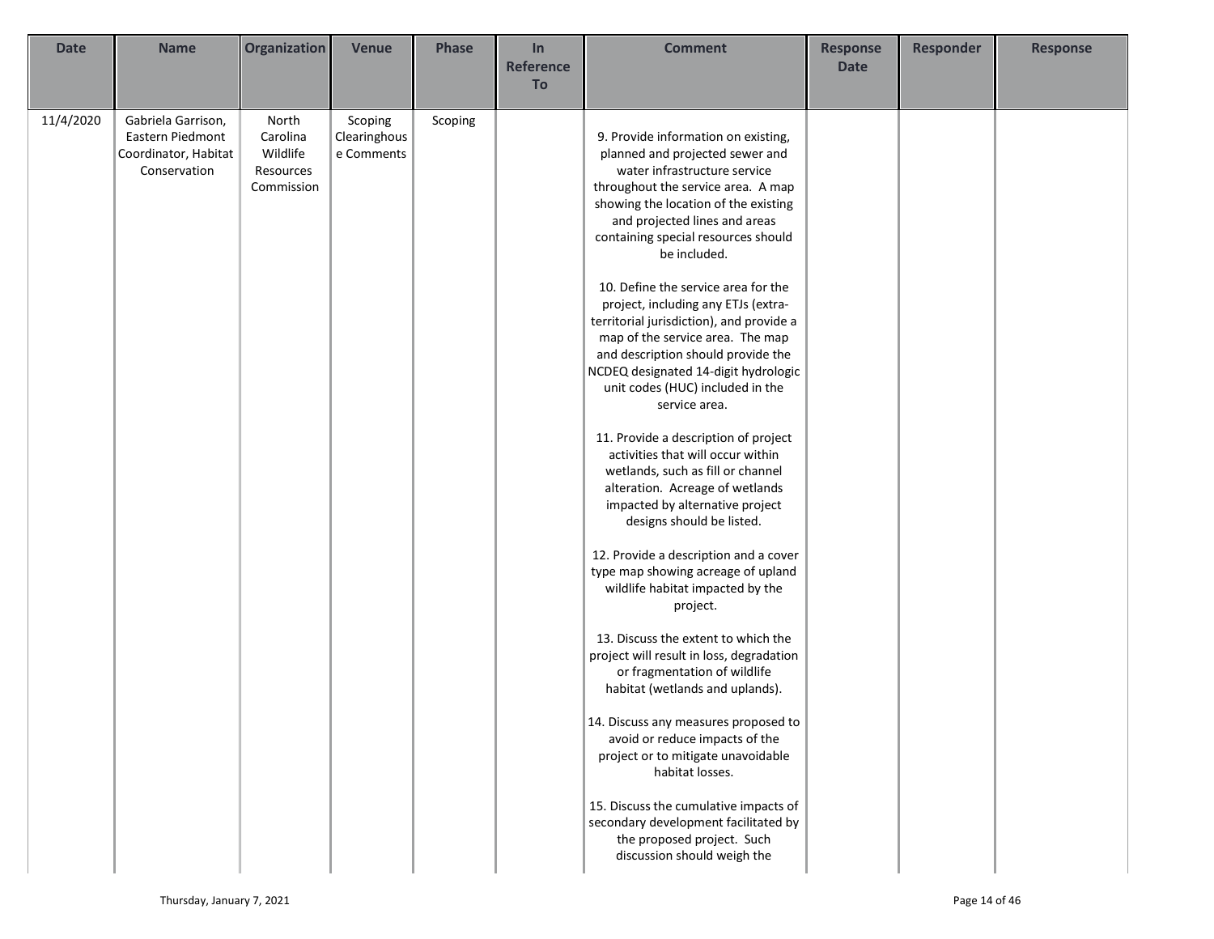| Date | Name | Organization | Venue | Phase | In Reference To | Comment | Response Date | Responder | Response |
|---|---|---|---|---|---|---|---|---|---|
| 11/4/2020 | Gabriela Garrison, Eastern Piedmont Coordinator, Habitat Conservation | North Carolina Wildlife Resources Commission | Scoping Clearinghouse Comments | Scoping | | 9. Provide information on existing, planned and projected sewer and water infrastructure service throughout the service area. A map showing the location of the existing and projected lines and areas containing special resources should be included.<br><br>10. Define the service area for the project, including any ETJs (extra-territorial jurisdiction), and provide a map of the service area. The map and description should provide the NCDEQ designated 14-digit hydrologic unit codes (HUC) included in the service area.<br><br>11. Provide a description of project activities that will occur within wetlands, such as fill or channel alteration. Acreage of wetlands impacted by alternative project designs should be listed.<br><br>12. Provide a description and a cover type map showing acreage of upland wildlife habitat impacted by the project.<br><br>13. Discuss the extent to which the project will result in loss, degradation or fragmentation of wildlife habitat (wetlands and uplands).<br><br>14. Discuss any measures proposed to avoid or reduce impacts of the project or to mitigate unavoidable habitat losses.<br><br>15. Discuss the cumulative impacts of secondary development facilitated by the proposed project. Such discussion should weigh the | | | |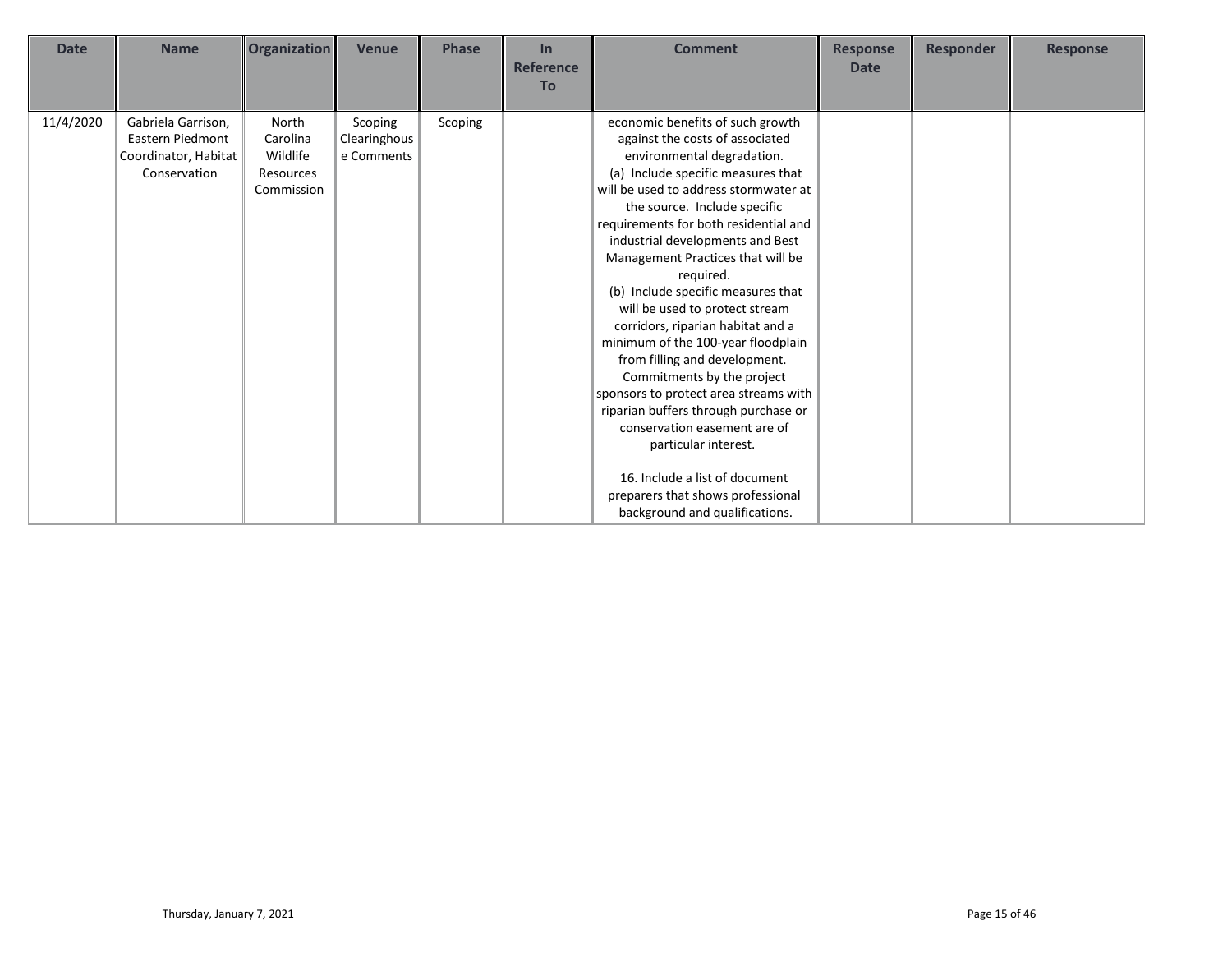| Date | Name | Organization | Venue | Phase | In Reference To | Comment | Response Date | Responder | Response |
|---|---|---|---|---|---|---|---|---|---|
| 11/4/2020 | Gabriela Garrison, Eastern Piedmont Coordinator, Habitat Conservation | North Carolina Wildlife Resources Commission | Scoping Clearinghouse Comments | Scoping | | economic benefits of such growth against the costs of associated environmental degradation.<br>(a) Include specific measures that will be used to address stormwater at the source. Include specific requirements for both residential and industrial developments and Best Management Practices that will be required.<br>(b) Include specific measures that will be used to protect stream corridors, riparian habitat and a minimum of the 100-year floodplain from filling and development. Commitments by the project sponsors to protect area streams with riparian buffers through purchase or conservation easement are of particular interest.<br><br>16. Include a list of document preparers that shows professional background and qualifications. | | | |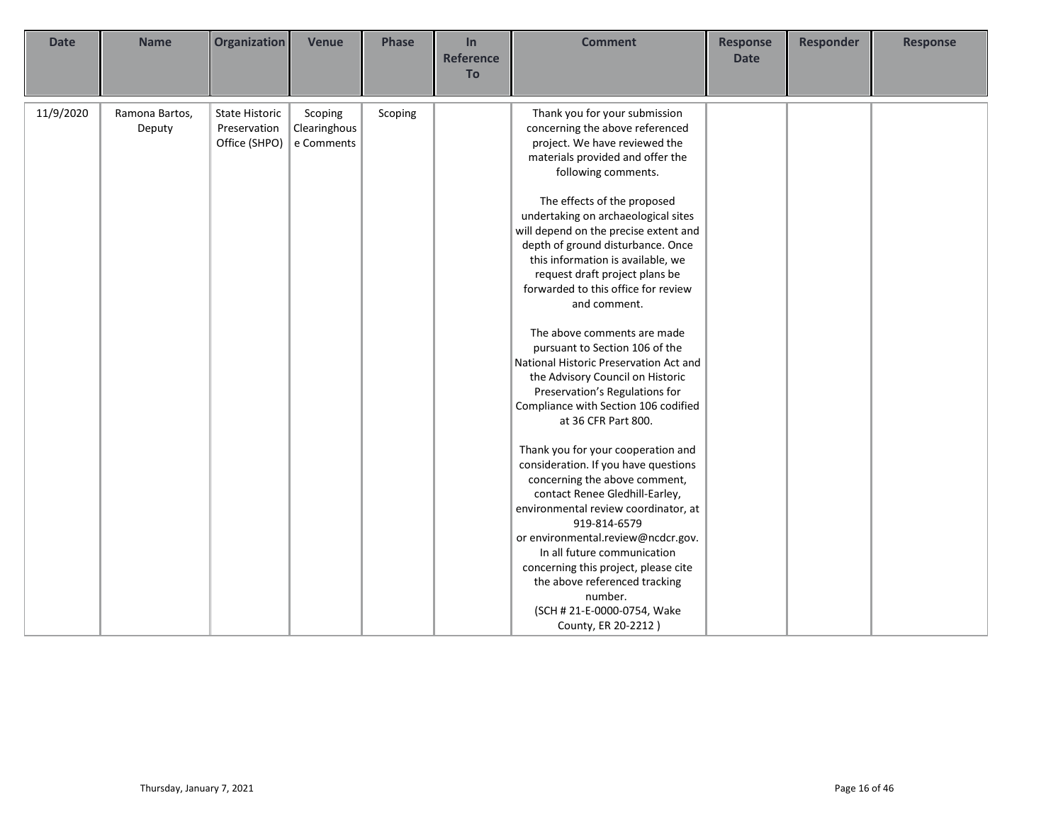| Date | Name | Organization | Venue | Phase | In Reference To | Comment | Response Date | Responder | Response |
|---|---|---|---|---|---|---|---|---|---|
| 11/9/2020 | Ramona Bartos, Deputy | State Historic Preservation Office (SHPO) | Scoping Clearinghouse Comments | Scoping | | Thank you for your submission concerning the above referenced project. We have reviewed the materials provided and offer the following comments.<br><br>The effects of the proposed undertaking on archaeological sites will depend on the precise extent and depth of ground disturbance. Once this information is available, we request draft project plans be forwarded to this office for review and comment.<br><br>The above comments are made pursuant to Section 106 of the National Historic Preservation Act and the Advisory Council on Historic Preservation's Regulations for Compliance with Section 106 codified at 36 CFR Part 800.<br><br>Thank you for your cooperation and consideration. If you have questions concerning the above comment, contact Renee Gledhill-Earley, environmental review coordinator, at 919-814-6579 or environmental.review@ncdcr.gov. In all future communication concerning this project, please cite the above referenced tracking number.<br>(SCH # 21-E-0000-0754, Wake County, ER 20-2212 ) | | | |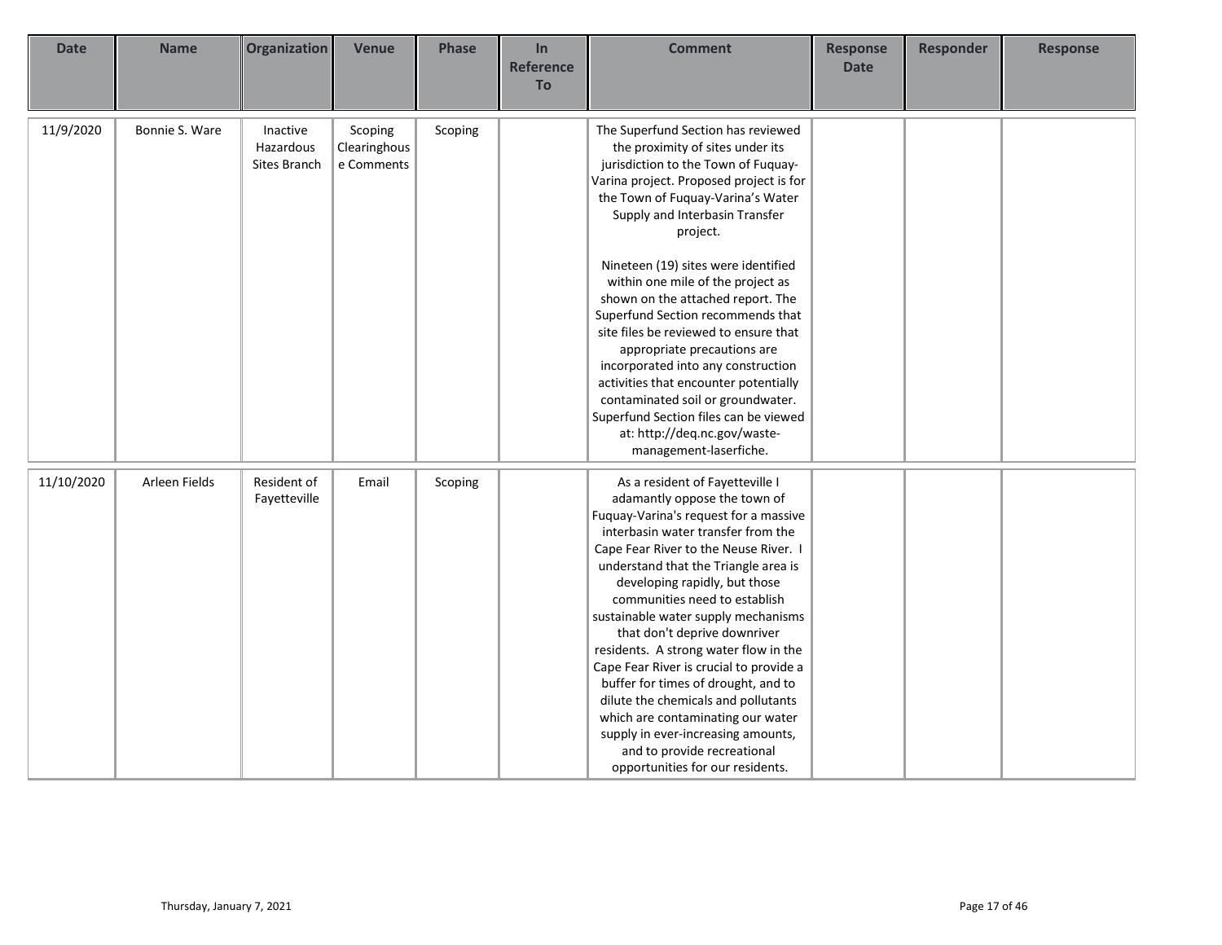| Date | Name | Organization | Venue | Phase | In Reference To | Comment | Response Date | Responder | Response |
|---|---|---|---|---|---|---|---|---|---|
| 11/9/2020 | Bonnie S. Ware | Inactive Hazardous Sites Branch | Scoping Clearinghouse Comments | Scoping | | The Superfund Section has reviewed the proximity of sites under its jurisdiction to the Town of Fuquay-Varina project. Proposed project is for the Town of Fuquay-Varina's Water Supply and Interbasin Transfer project.<br><br>Nineteen (19) sites were identified within one mile of the project as shown on the attached report. The Superfund Section recommends that site files be reviewed to ensure that appropriate precautions are incorporated into any construction activities that encounter potentially contaminated soil or groundwater. Superfund Section files can be viewed at: http://deq.nc.gov/waste-management-laserfiche. | | | |
| 11/10/2020 | Arleen Fields | Resident of Fayetteville | Email | Scoping | | As a resident of Fayetteville I adamantly oppose the town of Fuquay-Varina's request for a massive interbasin water transfer from the Cape Fear River to the Neuse River. I understand that the Triangle area is developing rapidly, but those communities need to establish sustainable water supply mechanisms that don't deprive downriver residents. A strong water flow in the Cape Fear River is crucial to provide a buffer for times of drought, and to dilute the chemicals and pollutants which are contaminating our water supply in ever-increasing amounts, and to provide recreational opportunities for our residents. | | | |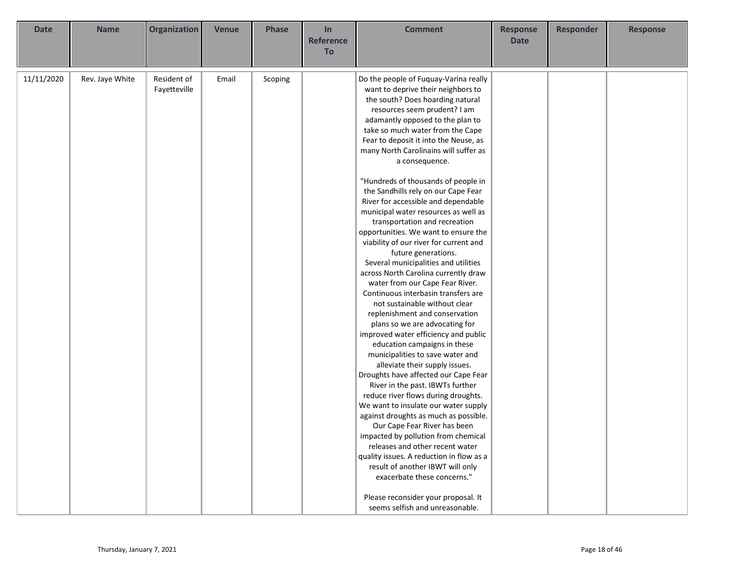| Date | Name | Organization | Venue | Phase | In Reference To | Comment | Response Date | Responder | Response |
|---|---|---|---|---|---|---|---|---|---|
| 11/11/2020 | Rev. Jaye White | Resident of Fayetteville | Email | Scoping | | Do the people of Fuquay-Varina really want to deprive their neighbors to the south? Does hoarding natural resources seem prudent? I am adamantly opposed to the plan to take so much water from the Cape Fear to deposit it into the Neuse, as many North Carolinains will suffer as a consequence.<br><br>"Hundreds of thousands of people in the Sandhills rely on our Cape Fear River for accessible and dependable municipal water resources as well as transportation and recreation opportunities. We want to ensure the viability of our river for current and future generations.<br>Several municipalities and utilities across North Carolina currently draw water from our Cape Fear River. Continuous interbasin transfers are not sustainable without clear replenishment and conservation plans so we are advocating for improved water efficiency and public education campaigns in these municipalities to save water and alleviate their supply issues.<br>Droughts have affected our Cape Fear River in the past. IBWTs further reduce river flows during droughts. We want to insulate our water supply against droughts as much as possible.<br>Our Cape Fear River has been impacted by pollution from chemical releases and other recent water quality issues. A reduction in flow as a result of another IBWT will only exacerbate these concerns."<br><br>Please reconsider your proposal. It seems selfish and unreasonable. | | | |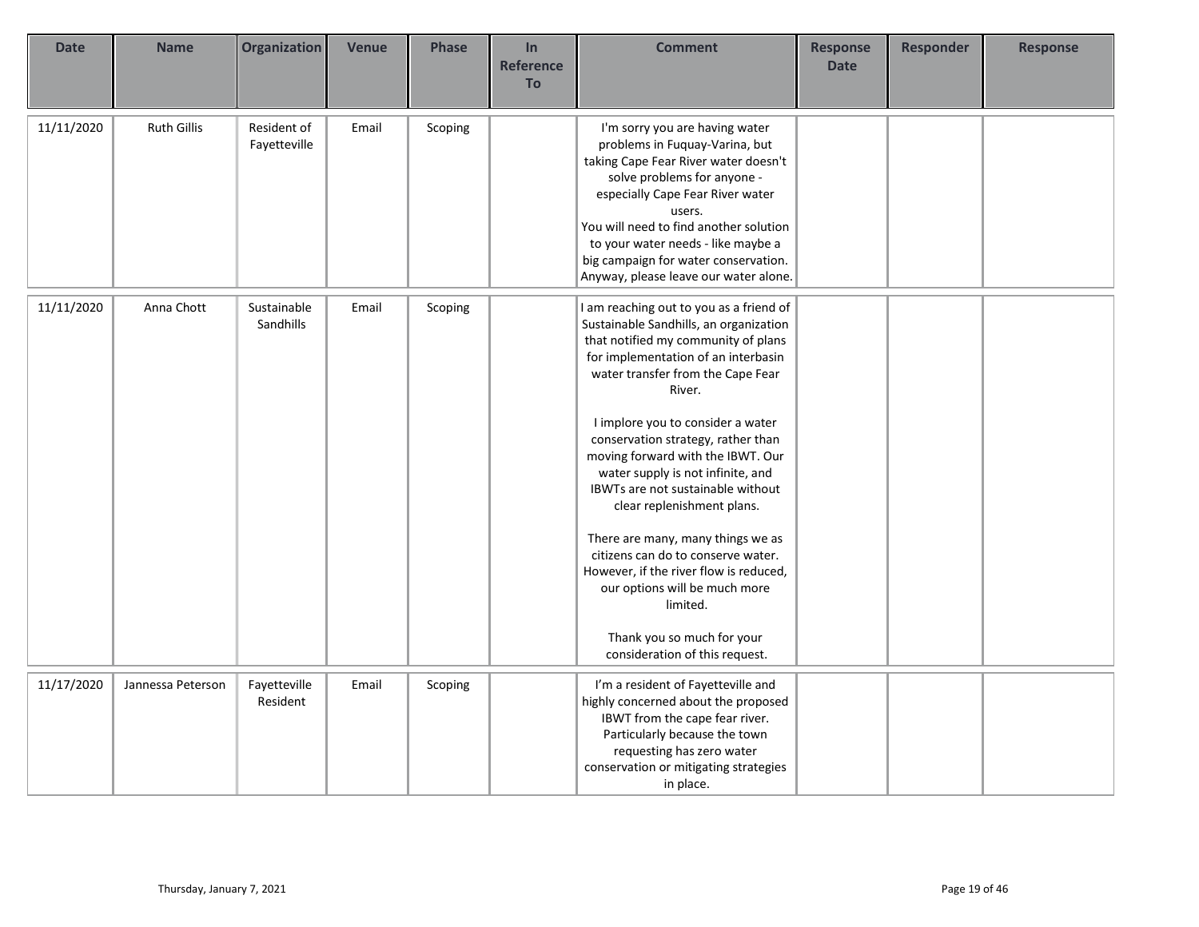| Date | Name | Organization | Venue | Phase | In Reference To | Comment | Response Date | Responder | Response |
| --- | --- | --- | --- | --- | --- | --- | --- | --- | --- |
| 11/11/2020 | Ruth Gillis | Resident of Fayetteville | Email | Scoping | | I'm sorry you are having water problems in Fuquay-Varina, but taking Cape Fear River water doesn't solve problems for anyone - especially Cape Fear River water users.<br>You will need to find another solution to your water needs - like maybe a big campaign for water conservation. Anyway, please leave our water alone. | | | |
| 11/11/2020 | Anna Chott | Sustainable Sandhills | Email | Scoping | | I am reaching out to you as a friend of Sustainable Sandhills, an organization that notified my community of plans for implementation of an interbasin water transfer from the Cape Fear River.<br><br>I implore you to consider a water conservation strategy, rather than moving forward with the IBWT. Our water supply is not infinite, and IBWTs are not sustainable without clear replenishment plans.<br><br>There are many, many things we as citizens can do to conserve water. However, if the river flow is reduced, our options will be much more limited.<br><br>Thank you so much for your consideration of this request. | | | |
| 11/17/2020 | Jannessa Peterson | Fayetteville Resident | Email | Scoping | | I'm a resident of Fayetteville and highly concerned about the proposed IBWT from the cape fear river. Particularly because the town requesting has zero water conservation or mitigating strategies in place. | | | |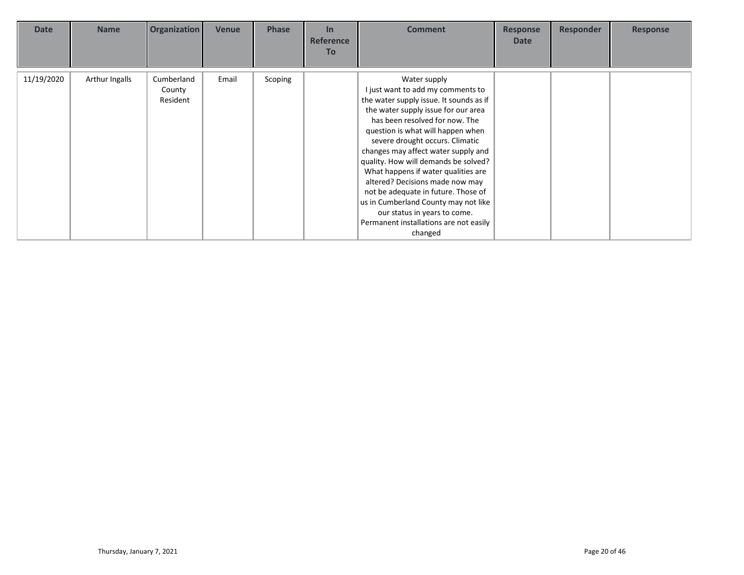| Date | Name | Organization | Venue | Phase | In Reference To | Comment | Response Date | Responder | Response |
|---|---|---|---|---|---|---|---|---|---|
| 11/19/2020 | Arthur Ingalls | Cumberland County Resident | Email | Scoping | | Water supply<br>I just want to add my comments to the water supply issue. It sounds as if the water supply issue for our area has been resolved for now. The question is what will happen when severe drought occurs. Climatic changes may affect water supply and quality. How will demands be solved? What happens if water qualities are altered? Decisions made now may not be adequate in future. Those of us in Cumberland County may not like our status in years to come. Permanent installations are not easily changed | | | |

Thursday, January 7, 2021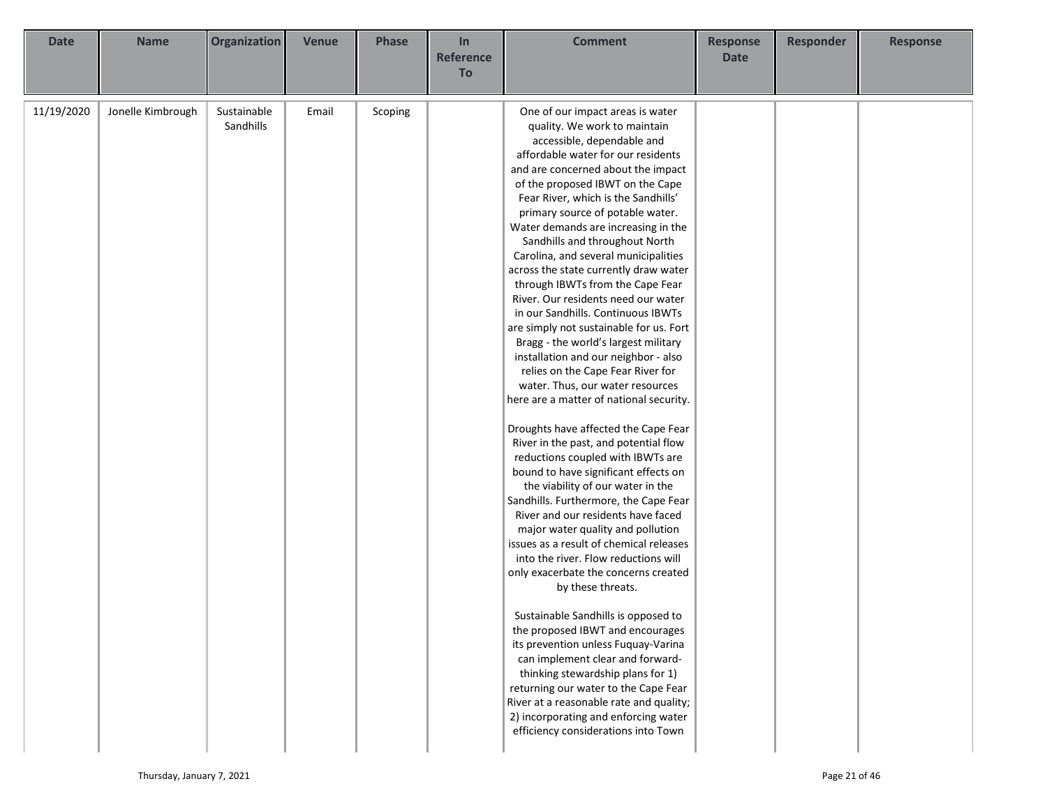| Date | Name | Organization | Venue | Phase | In Reference To | Comment | Response Date | Responder | Response |
|---|---|---|---|---|---|---|---|---|---|
| 11/19/2020 | Jonelle Kimbrough | Sustainable Sandhills | Email | Scoping | | One of our impact areas is water quality. We work to maintain accessible, dependable and affordable water for our residents and are concerned about the impact of the proposed IBWT on the Cape Fear River, which is the Sandhills' primary source of potable water. Water demands are increasing in the Sandhills and throughout North Carolina, and several municipalities across the state currently draw water through IBWTs from the Cape Fear River. Our residents need our water in our Sandhills. Continuous IBWTs are simply not sustainable for us. Fort Bragg - the world's largest military installation and our neighbor - also relies on the Cape Fear River for water. Thus, our water resources here are a matter of national security.<br><br>Droughts have affected the Cape Fear River in the past, and potential flow reductions coupled with IBWTs are bound to have significant effects on the viability of our water in the Sandhills. Furthermore, the Cape Fear River and our residents have faced major water quality and pollution issues as a result of chemical releases into the river. Flow reductions will only exacerbate the concerns created by these threats.<br><br>Sustainable Sandhills is opposed to the proposed IBWT and encourages its prevention unless Fuquay-Varina can implement clear and forward-thinking stewardship plans for 1) returning our water to the Cape Fear River at a reasonable rate and quality; 2) incorporating and enforcing water efficiency considerations into Town | | | |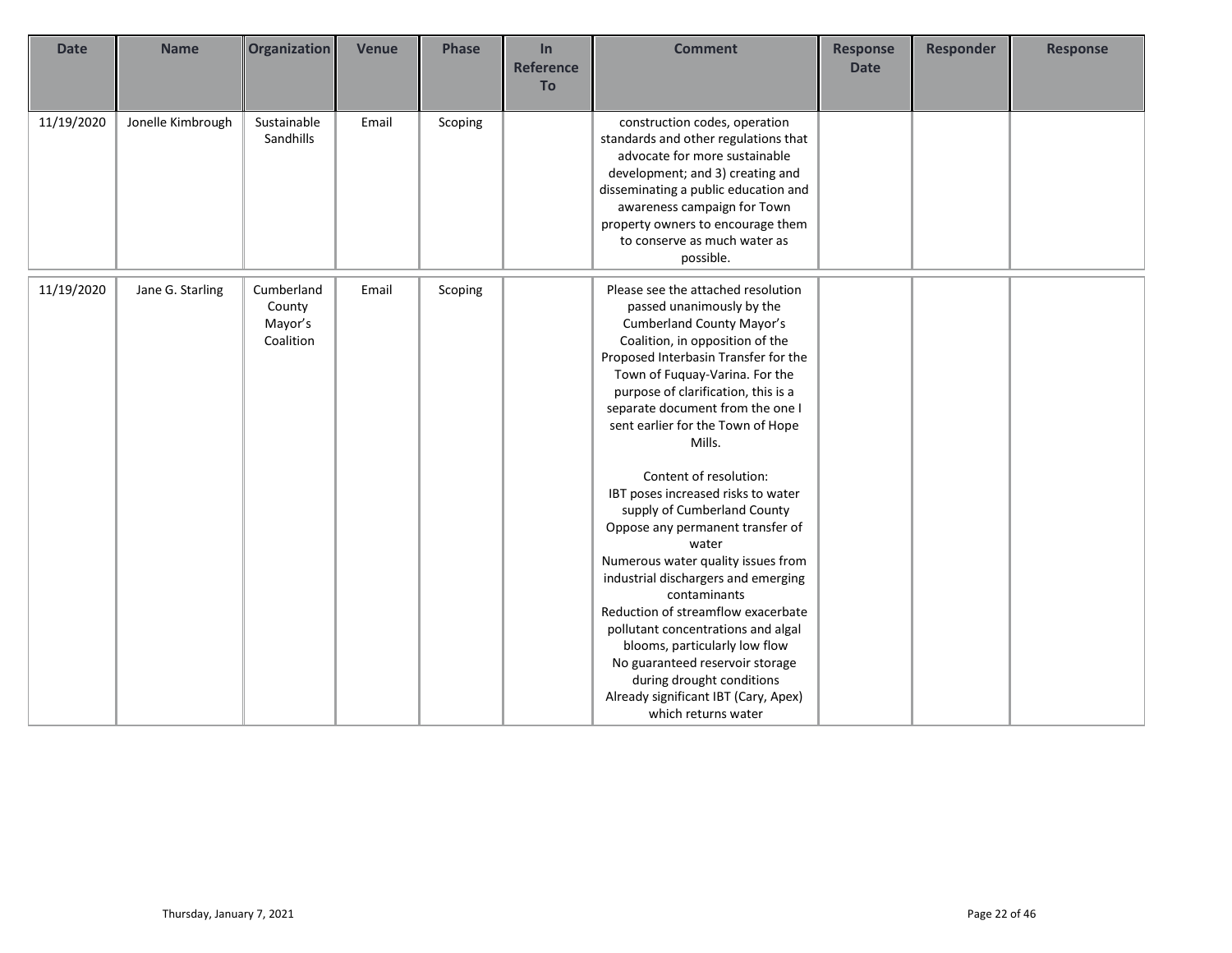| Date | Name | Organization | Venue | Phase | In Reference To | Comment | Response Date | Responder | Response |
|---|---|---|---|---|---|---|---|---|---|
| 11/19/2020 | Jonelle Kimbrough | Sustainable Sandhills | Email | Scoping | | construction codes, operation standards and other regulations that advocate for more sustainable development; and 3) creating and disseminating a public education and awareness campaign for Town property owners to encourage them to conserve as much water as possible. | | | |
| 11/19/2020 | Jane G. Starling | Cumberland County Mayor's Coalition | Email | Scoping | | Please see the attached resolution passed unanimously by the Cumberland County Mayor's Coalition, in opposition of the Proposed Interbasin Transfer for the Town of Fuquay-Varina. For the purpose of clarification, this is a separate document from the one I sent earlier for the Town of Hope Mills.<br><br>Content of resolution:<br>IBT poses increased risks to water supply of Cumberland County<br>Oppose any permanent transfer of water<br>Numerous water quality issues from industrial dischargers and emerging contaminants<br>Reduction of streamflow exacerbate pollutant concentrations and algal blooms, particularly low flow<br>No guaranteed reservoir storage during drought conditions<br>Already significant IBT (Cary, Apex) which returns water | | | |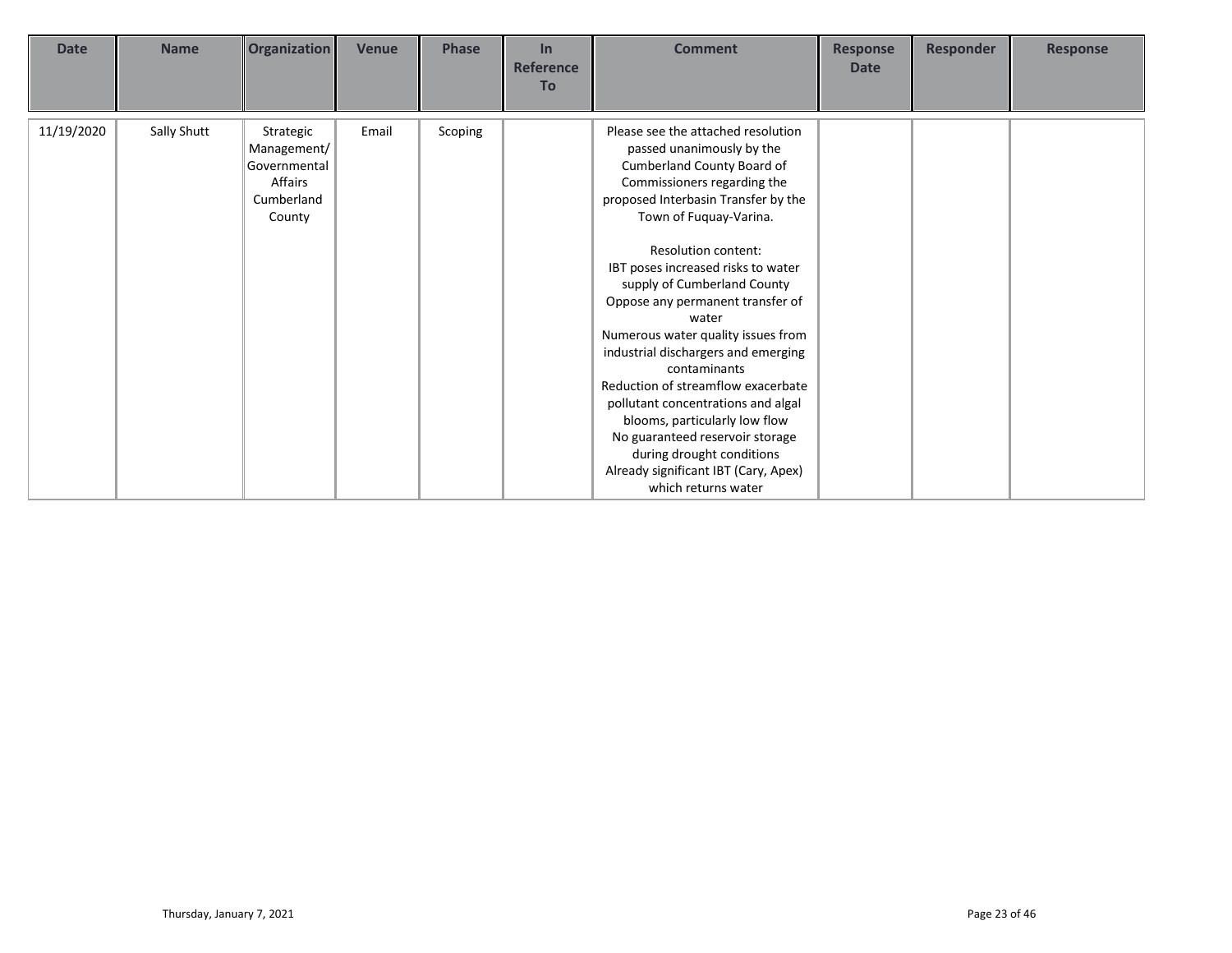| Date | Name | Organization | Venue | Phase | In Reference To | Comment | Response Date | Responder | Response |
|---|---|---|---|---|---|---|---|---|---|
| 11/19/2020 | Sally Shutt | Strategic Management/ Governmental Affairs Cumberland County | Email | Scoping | | Please see the attached resolution passed unanimously by the Cumberland County Board of Commissioners regarding the proposed Interbasin Transfer by the Town of Fuquay-Varina.<br><br>Resolution content:<br>IBT poses increased risks to water supply of Cumberland County<br>Oppose any permanent transfer of water<br>Numerous water quality issues from industrial dischargers and emerging contaminants<br>Reduction of streamflow exacerbate pollutant concentrations and algal blooms, particularly low flow<br>No guaranteed reservoir storage during drought conditions<br>Already significant IBT (Cary, Apex) which returns water | | | |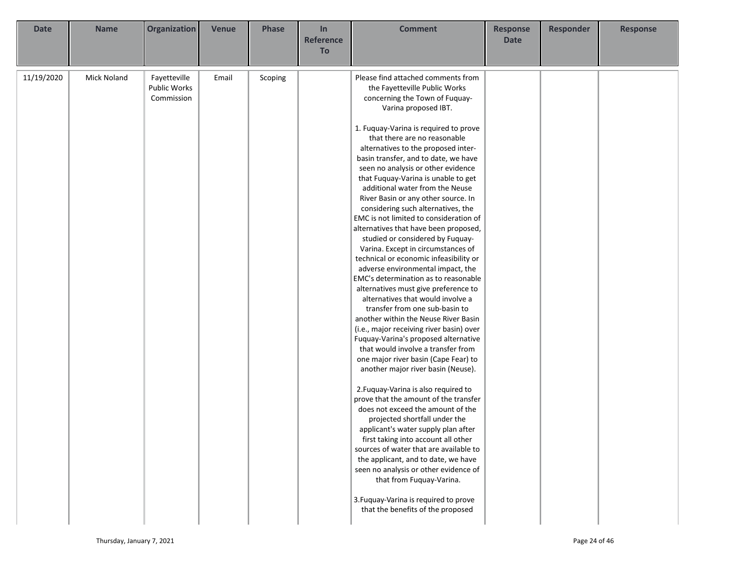| Date | Name | Organization | Venue | Phase | In Reference To | Comment | Response Date | Responder | Response |
|---|---|---|---|---|---|---|---|---|---|
| 11/19/2020 | Mick Noland | Fayetteville Public Works Commission | Email | Scoping | | Please find attached comments from the Fayetteville Public Works concerning the Town of Fuquay-Varina proposed IBT.<br><br>1. Fuquay-Varina is required to prove that there are no reasonable alternatives to the proposed inter-basin transfer, and to date, we have seen no analysis or other evidence that Fuquay-Varina is unable to get additional water from the Neuse River Basin or any other source. In considering such alternatives, the EMC is not limited to consideration of alternatives that have been proposed, studied or considered by Fuquay-Varina. Except in circumstances of technical or economic infeasibility or adverse environmental impact, the EMC's determination as to reasonable alternatives must give preference to alternatives that would involve a transfer from one sub-basin to another within the Neuse River Basin (i.e., major receiving river basin) over Fuquay-Varina's proposed alternative that would involve a transfer from one major river basin (Cape Fear) to another major river basin (Neuse).<br><br>2.Fuquay-Varina is also required to prove that the amount of the transfer does not exceed the amount of the projected shortfall under the applicant's water supply plan after first taking into account all other sources of water that are available to the applicant, and to date, we have seen no analysis or other evidence of that from Fuquay-Varina.<br><br>3.Fuquay-Varina is required to prove that the benefits of the proposed | | | |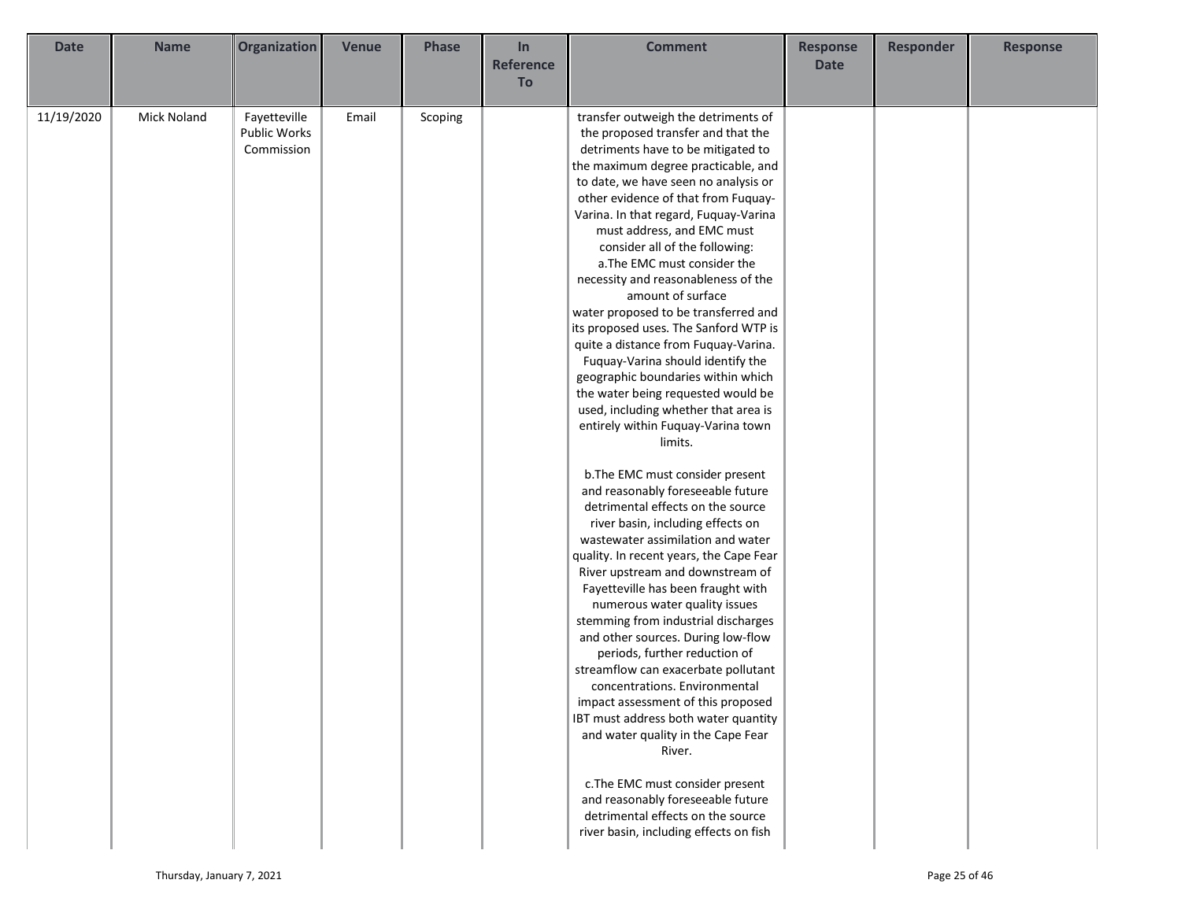| Date | Name | Organization | Venue | Phase | In Reference To | Comment | Response Date | Responder | Response |
|---|---|---|---|---|---|---|---|---|---|
| 11/19/2020 | Mick Noland | Fayetteville Public Works Commission | Email | Scoping | | transfer outweigh the detriments of the proposed transfer and that the detriments have to be mitigated to the maximum degree practicable, and to date, we have seen no analysis or other evidence of that from Fuquay-Varina. In that regard, Fuquay-Varina must address, and EMC must consider all of the following:<br>a.The EMC must consider the necessity and reasonableness of the amount of surface water proposed to be transferred and its proposed uses. The Sanford WTP is quite a distance from Fuquay-Varina. Fuquay-Varina should identify the geographic boundaries within which the water being requested would be used, including whether that area is entirely within Fuquay-Varina town limits.<br><br>b.The EMC must consider present and reasonably foreseeable future detrimental effects on the source river basin, including effects on wastewater assimilation and water quality. In recent years, the Cape Fear River upstream and downstream of Fayetteville has been fraught with numerous water quality issues stemming from industrial discharges and other sources. During low-flow periods, further reduction of streamflow can exacerbate pollutant concentrations. Environmental impact assessment of this proposed IBT must address both water quantity and water quality in the Cape Fear River.<br><br>c.The EMC must consider present and reasonably foreseeable future detrimental effects on the source river basin, including effects on fish | | | |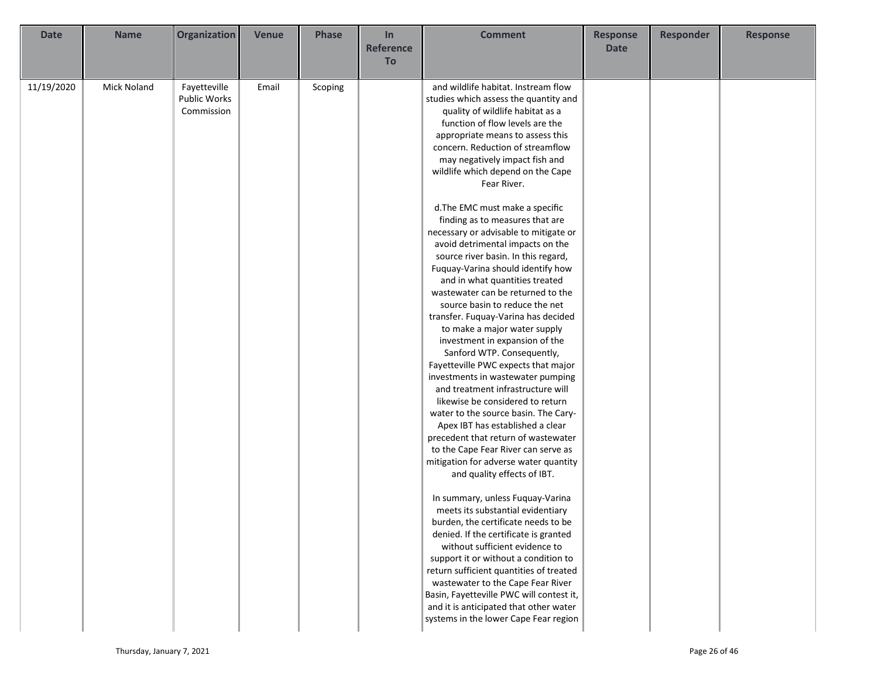| Date | Name | Organization | Venue | Phase | In Reference To | Comment | Response Date | Responder | Response |
|---|---|---|---|---|---|---|---|---|---|
| 11/19/2020 | Mick Noland | Fayetteville Public Works Commission | Email | Scoping | | and wildlife habitat. Instream flow studies which assess the quantity and quality of wildlife habitat as a function of flow levels are the appropriate means to assess this concern. Reduction of streamflow may negatively impact fish and wildlife which depend on the Cape Fear River.<br><br>d.The EMC must make a specific finding as to measures that are necessary or advisable to mitigate or avoid detrimental impacts on the source river basin. In this regard, Fuquay-Varina should identify how and in what quantities treated wastewater can be returned to the source basin to reduce the net transfer. Fuquay-Varina has decided to make a major water supply investment in expansion of the Sanford WTP. Consequently, Fayetteville PWC expects that major investments in wastewater pumping and treatment infrastructure will likewise be considered to return water to the source basin. The Cary-Apex IBT has established a clear precedent that return of wastewater to the Cape Fear River can serve as mitigation for adverse water quantity and quality effects of IBT.<br><br>In summary, unless Fuquay-Varina meets its substantial evidentiary burden, the certificate needs to be denied. If the certificate is granted without sufficient evidence to support it or without a condition to return sufficient quantities of treated wastewater to the Cape Fear River Basin, Fayetteville PWC will contest it, and it is anticipated that other water systems in the lower Cape Fear region | | | |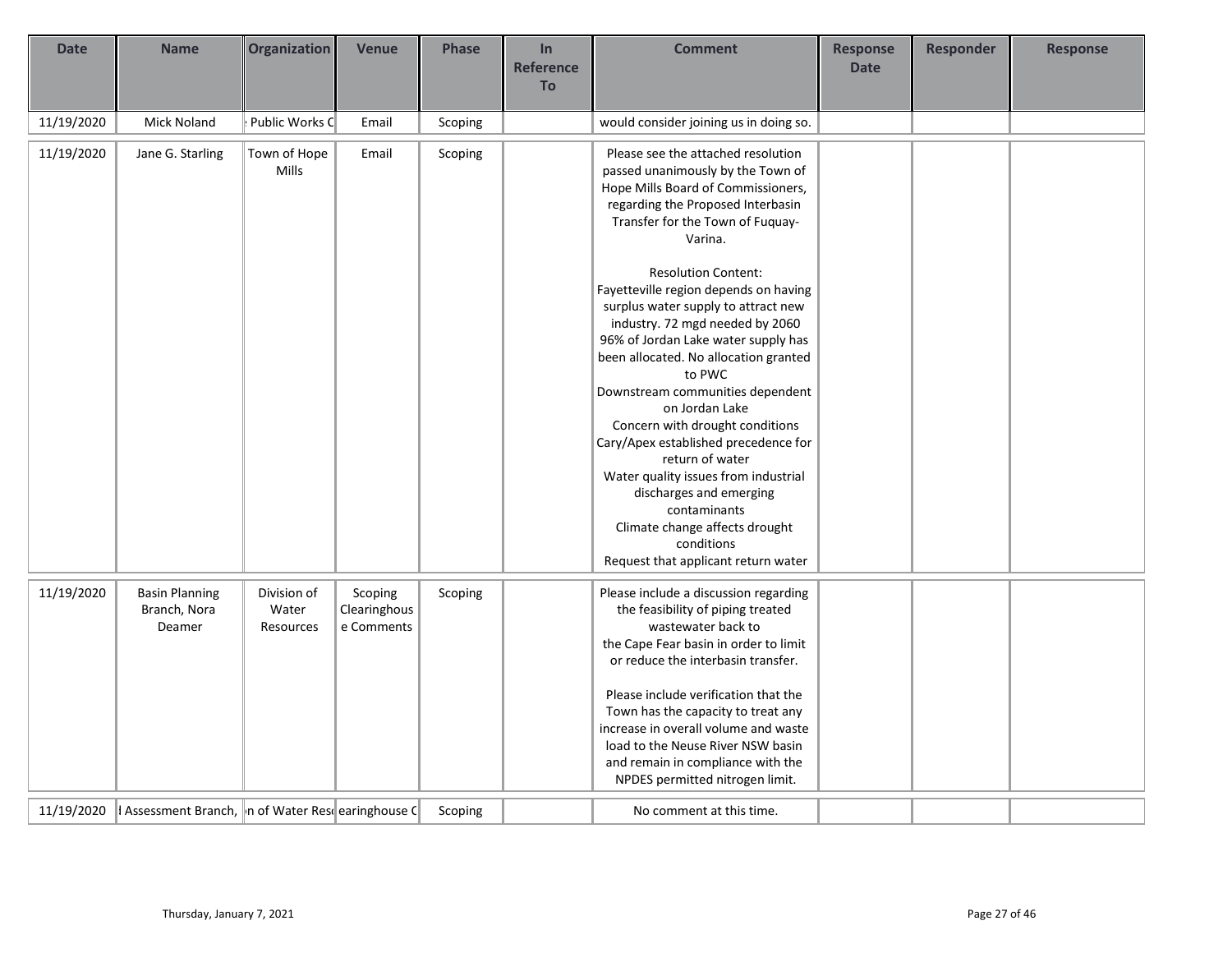| Date | Name | Organization | Venue | Phase | In Reference To | Comment | Response Date | Responder | Response |
| --- | --- | --- | --- | --- | --- | --- | --- | --- | --- |
| 11/19/2020 | Mick Noland | Public Works C | Email | Scoping | | would consider joining us in doing so. | | | |
| 11/19/2020 | Jane G. Starling | Town of Hope Mills | Email | Scoping | | Please see the attached resolution passed unanimously by the Town of Hope Mills Board of Commissioners, regarding the Proposed Interbasin Transfer for the Town of Fuquay-Varina.<br><br>Resolution Content:<br>Fayetteville region depends on having surplus water supply to attract new industry. 72 mgd needed by 2060<br>96% of Jordan Lake water supply has been allocated. No allocation granted to PWC<br>Downstream communities dependent on Jordan Lake<br>Concern with drought conditions<br>Cary/Apex established precedence for return of water<br>Water quality issues from industrial discharges and emerging contaminants<br>Climate change affects drought conditions<br>Request that applicant return water | | | |
| 11/19/2020 | Basin Planning Branch, Nora Deamer | Division of Water Resources | Scoping Clearinghouse Comments | Scoping | | Please include a discussion regarding the feasibility of piping treated wastewater back to the Cape Fear basin in order to limit or reduce the interbasin transfer.<br><br>Please include verification that the Town has the capacity to treat any increase in overall volume and waste load to the Neuse River NSW basin and remain in compliance with the NPDES permitted nitrogen limit. | | | |
| 11/19/2020 | l Assessment Branch, | n of Water Res | earinghouse C | Scoping | | No comment at this time. | | | |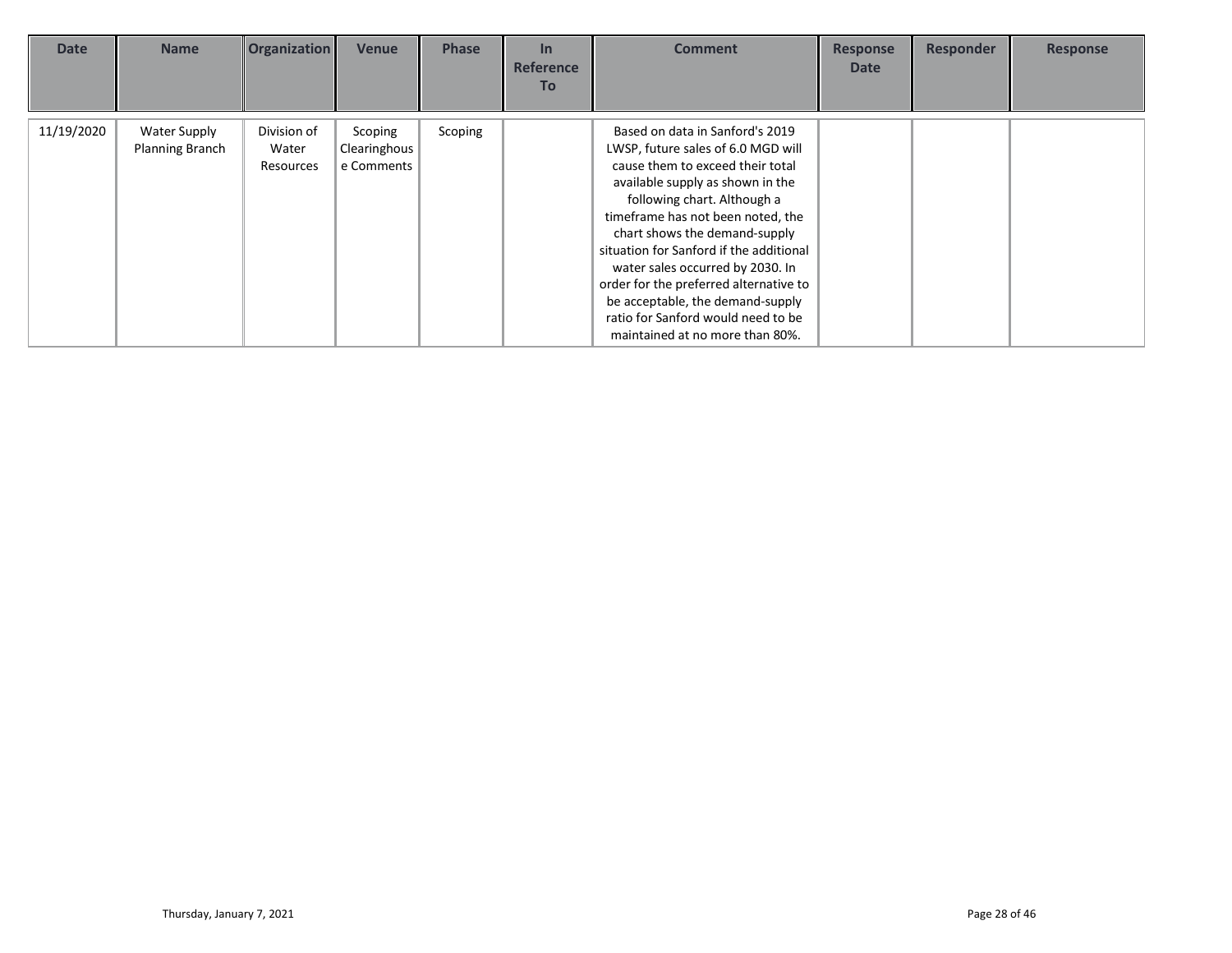| Date | Name | Organization | Venue | Phase | In Reference To | Comment | Response Date | Responder | Response |
|---|---|---|---|---|---|---|---|---|---|
| 11/19/2020 | Water Supply Planning Branch | Division of Water Resources | Scoping Clearinghouse Comments | Scoping | | Based on data in Sanford's 2019 LWSP, future sales of 6.0 MGD will cause them to exceed their total available supply as shown in the following chart. Although a timeframe has not been noted, the chart shows the demand-supply situation for Sanford if the additional water sales occurred by 2030. In order for the preferred alternative to be acceptable, the demand-supply ratio for Sanford would need to be maintained at no more than 80%. | | | |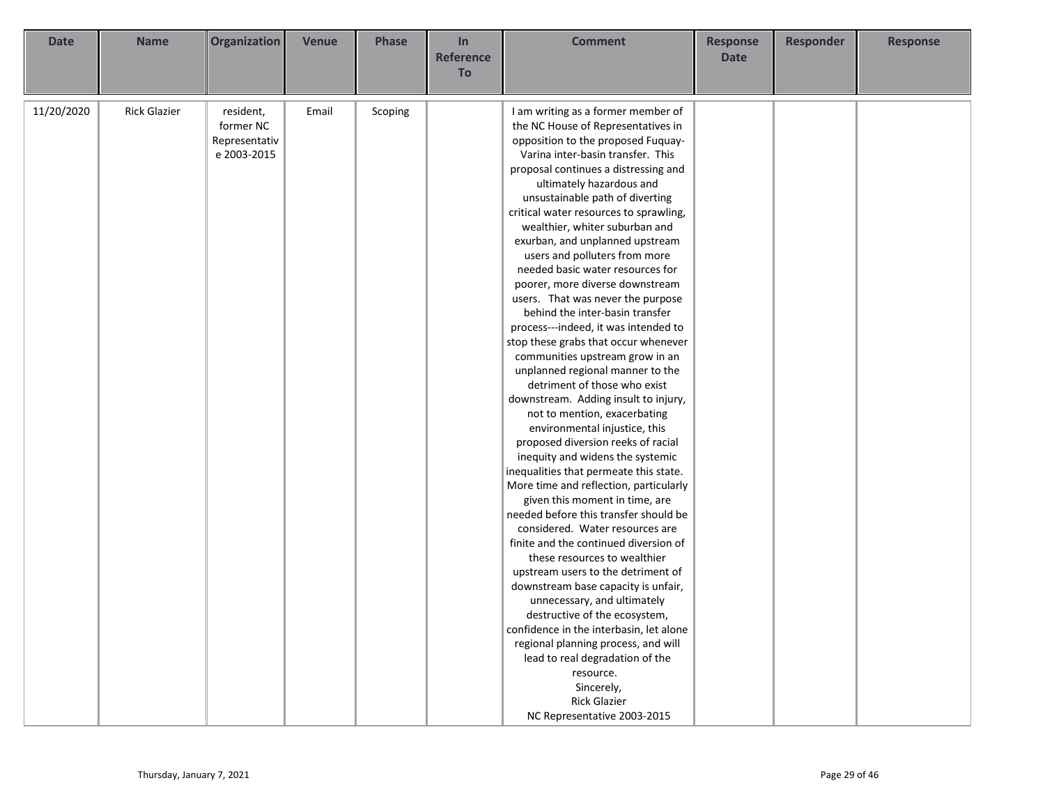| Date | Name | Organization | Venue | Phase | In Reference To | Comment | Response Date | Responder | Response |
|---|---|---|---|---|---|---|---|---|---|
| 11/20/2020 | Rick Glazier | resident, former NC Representative 2003-2015 | Email | Scoping | | I am writing as a former member of the NC House of Representatives in opposition to the proposed Fuquay-Varina inter-basin transfer. This proposal continues a distressing and ultimately hazardous and unsustainable path of diverting critical water resources to sprawling, wealthier, whiter suburban and exurban, and unplanned upstream users and polluters from more needed basic water resources for poorer, more diverse downstream users. That was never the purpose behind the inter-basin transfer process---indeed, it was intended to stop these grabs that occur whenever communities upstream grow in an unplanned regional manner to the detriment of those who exist downstream. Adding insult to injury, not to mention, exacerbating environmental injustice, this proposed diversion reeks of racial inequity and widens the systemic inequalities that permeate this state. More time and reflection, particularly given this moment in time, are needed before this transfer should be considered. Water resources are finite and the continued diversion of these resources to wealthier upstream users to the detriment of downstream base capacity is unfair, unnecessary, and ultimately destructive of the ecosystem, confidence in the interbasin, let alone regional planning process, and will lead to real degradation of the resource. Sincerely, Rick Glazier NC Representative 2003-2015 | | | |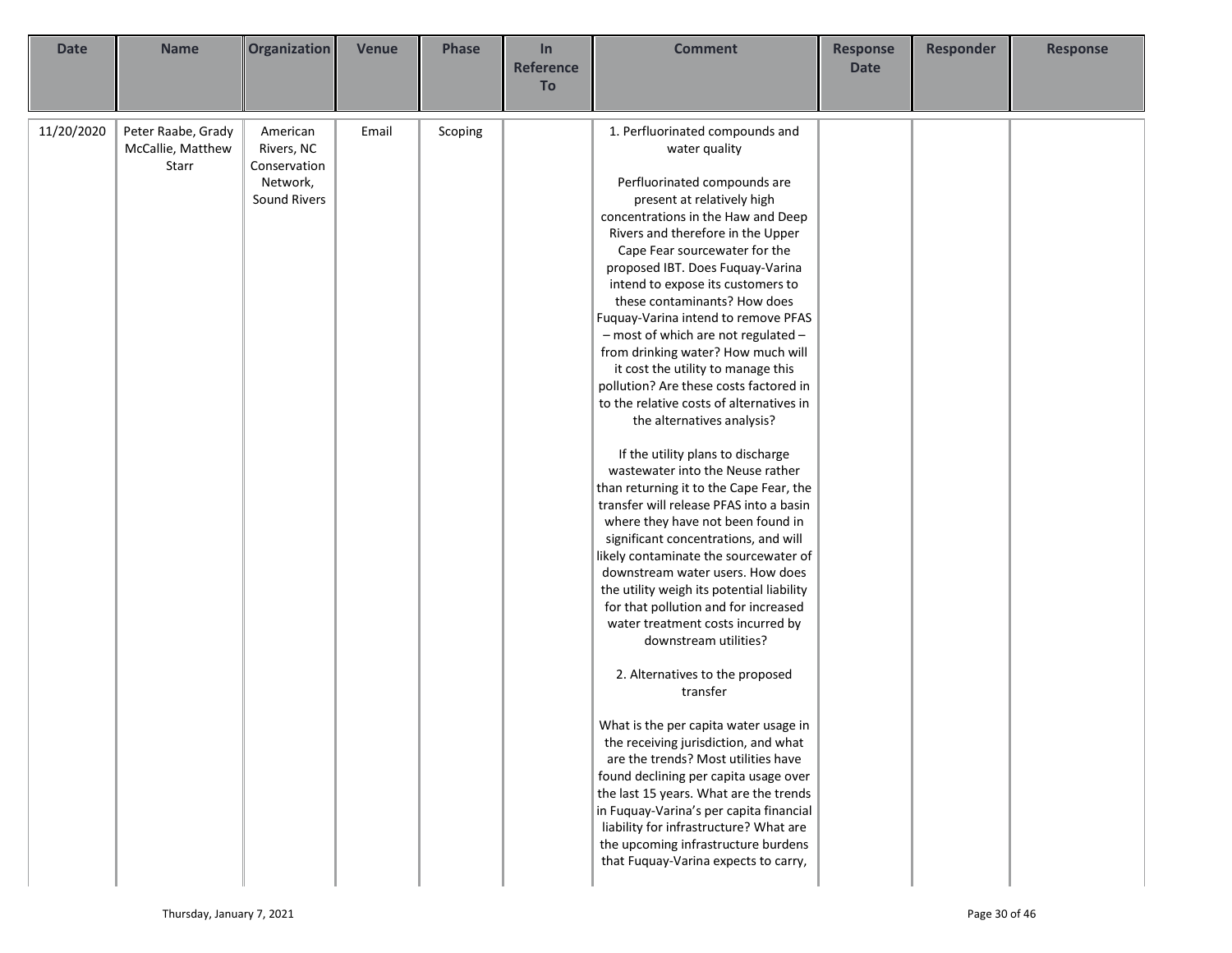| Date | Name | Organization | Venue | Phase | In Reference To | Comment | Response Date | Responder | Response |
|---|---|---|---|---|---|---|---|---|---|
| 11/20/2020 | Peter Raabe, Grady McCallie, Matthew Starr | American Rivers, NC Conservation Network, Sound Rivers | Email | Scoping | | 1. Perfluorinated compounds and water quality<br><br>Perfluorinated compounds are present at relatively high concentrations in the Haw and Deep Rivers and therefore in the Upper Cape Fear sourcewater for the proposed IBT. Does Fuquay-Varina intend to expose its customers to these contaminants? How does Fuquay-Varina intend to remove PFAS – most of which are not regulated – from drinking water? How much will it cost the utility to manage this pollution? Are these costs factored in to the relative costs of alternatives in the alternatives analysis?<br><br>If the utility plans to discharge wastewater into the Neuse rather than returning it to the Cape Fear, the transfer will release PFAS into a basin where they have not been found in significant concentrations, and will likely contaminate the sourcewater of downstream water users. How does the utility weigh its potential liability for that pollution and for increased water treatment costs incurred by downstream utilities?<br><br>2. Alternatives to the proposed transfer<br><br>What is the per capita water usage in the receiving jurisdiction, and what are the trends? Most utilities have found declining per capita usage over the last 15 years. What are the trends in Fuquay-Varina's per capita financial liability for infrastructure? What are the upcoming infrastructure burdens that Fuquay-Varina expects to carry, | | | |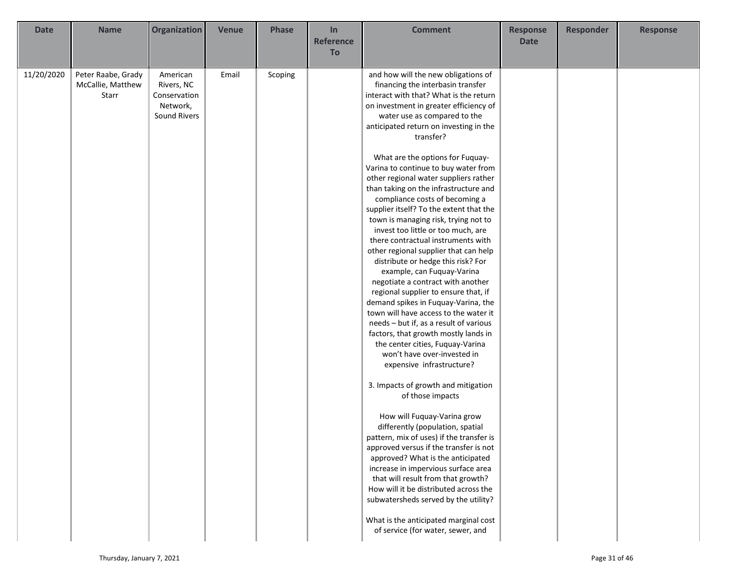| Date | Name | Organization | Venue | Phase | In Reference To | Comment | Response Date | Responder | Response |
|---|---|---|---|---|---|---|---|---|---|
| 11/20/2020 | Peter Raabe, Grady McCallie, Matthew Starr | American Rivers, NC Conservation Network, Sound Rivers | Email | Scoping | | and how will the new obligations of financing the interbasin transfer interact with that? What is the return on investment in greater efficiency of water use as compared to the anticipated return on investing in the transfer?<br><br>What are the options for Fuquay-Varina to continue to buy water from other regional water suppliers rather than taking on the infrastructure and compliance costs of becoming a supplier itself? To the extent that the town is managing risk, trying not to invest too little or too much, are there contractual instruments with other regional supplier that can help distribute or hedge this risk? For example, can Fuquay-Varina negotiate a contract with another regional supplier to ensure that, if demand spikes in Fuquay-Varina, the town will have access to the water it needs – but if, as a result of various factors, that growth mostly lands in the center cities, Fuquay-Varina won't have over-invested in expensive infrastructure?<br><br>3. Impacts of growth and mitigation of those impacts<br><br>How will Fuquay-Varina grow differently (population, spatial pattern, mix of uses) if the transfer is approved versus if the transfer is not approved? What is the anticipated increase in impervious surface area that will result from that growth? How will it be distributed across the subwatersheds served by the utility?<br><br>What is the anticipated marginal cost of service (for water, sewer, and | | | |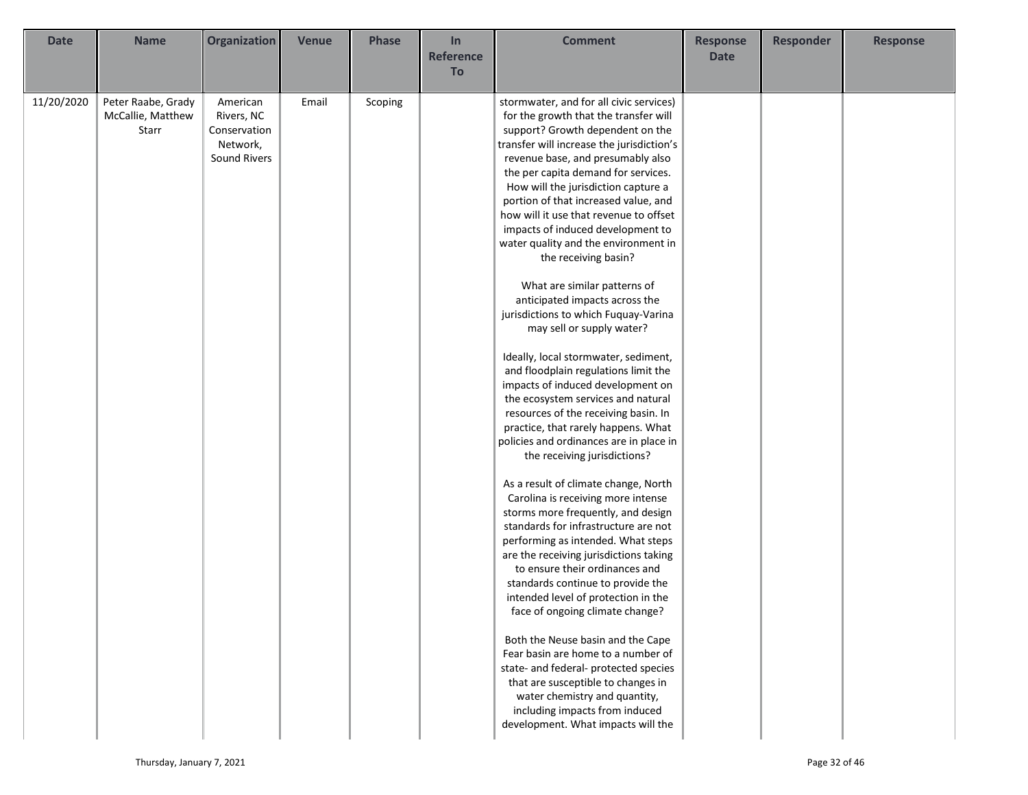| Date | Name | Organization | Venue | Phase | In Reference To | Comment | Response Date | Responder | Response |
|---|---|---|---|---|---|---|---|---|---|
| 11/20/2020 | Peter Raabe, Grady McCallie, Matthew Starr | American Rivers, NC Conservation Network, Sound Rivers | Email | Scoping | | stormwater, and for all civic services) for the growth that the transfer will support? Growth dependent on the transfer will increase the jurisdiction's revenue base, and presumably also the per capita demand for services. How will the jurisdiction capture a portion of that increased value, and how will it use that revenue to offset impacts of induced development to water quality and the environment in the receiving basin?<br><br>What are similar patterns of anticipated impacts across the jurisdictions to which Fuquay-Varina may sell or supply water?<br><br>Ideally, local stormwater, sediment, and floodplain regulations limit the impacts of induced development on the ecosystem services and natural resources of the receiving basin. In practice, that rarely happens. What policies and ordinances are in place in the receiving jurisdictions?<br><br>As a result of climate change, North Carolina is receiving more intense storms more frequently, and design standards for infrastructure are not performing as intended. What steps are the receiving jurisdictions taking to ensure their ordinances and standards continue to provide the intended level of protection in the face of ongoing climate change?<br><br>Both the Neuse basin and the Cape Fear basin are home to a number of state- and federal- protected species that are susceptible to changes in water chemistry and quantity, including impacts from induced development. What impacts will the | | | |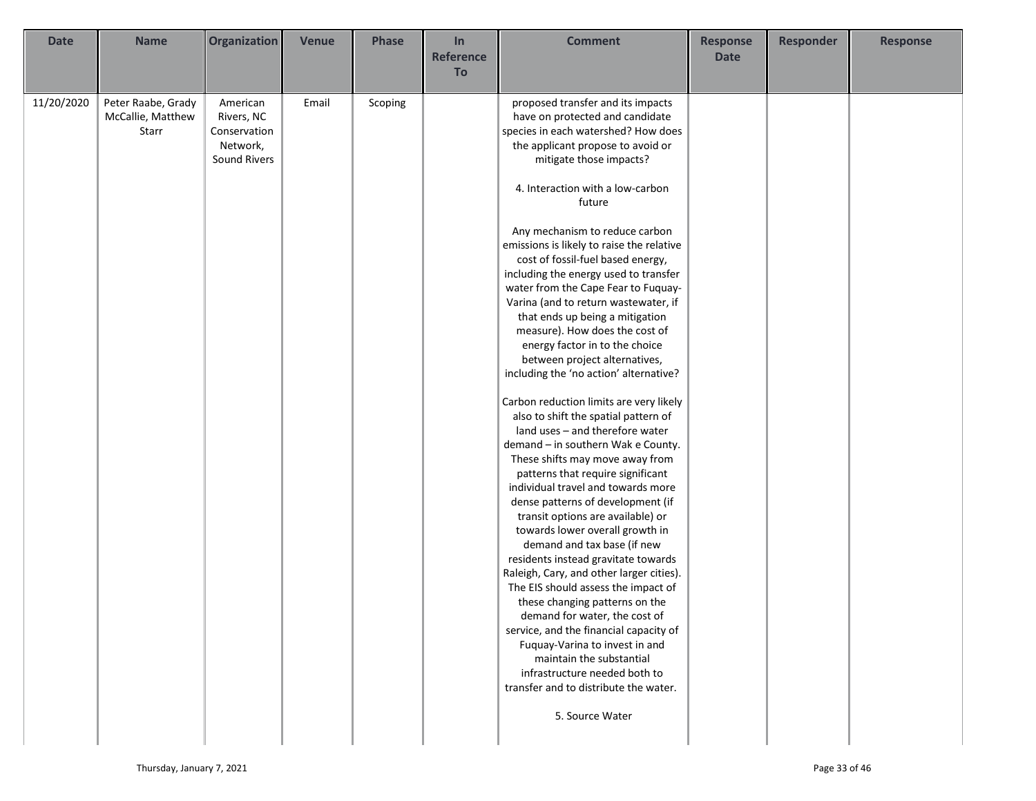| Date | Name | Organization | Venue | Phase | In Reference To | Comment | Response Date | Responder | Response |
|---|---|---|---|---|---|---|---|---|---|
| 11/20/2020 | Peter Raabe, Grady McCallie, Matthew Starr | American Rivers, NC Conservation Network, Sound Rivers | Email | Scoping | | proposed transfer and its impacts have on protected and candidate species in each watershed? How does the applicant propose to avoid or mitigate those impacts?<br><br>4. Interaction with a low-carbon future<br><br>Any mechanism to reduce carbon emissions is likely to raise the relative cost of fossil-fuel based energy, including the energy used to transfer water from the Cape Fear to Fuquay-Varina (and to return wastewater, if that ends up being a mitigation measure). How does the cost of energy factor in to the choice between project alternatives, including the 'no action' alternative?<br><br>Carbon reduction limits are very likely also to shift the spatial pattern of land uses – and therefore water demand – in southern Wak e County. These shifts may move away from patterns that require significant individual travel and towards more dense patterns of development (if transit options are available) or towards lower overall growth in demand and tax base (if new residents instead gravitate towards Raleigh, Cary, and other larger cities). The EIS should assess the impact of these changing patterns on the demand for water, the cost of service, and the financial capacity of Fuquay-Varina to invest in and maintain the substantial infrastructure needed both to transfer and to distribute the water.<br><br>5. Source Water | | | |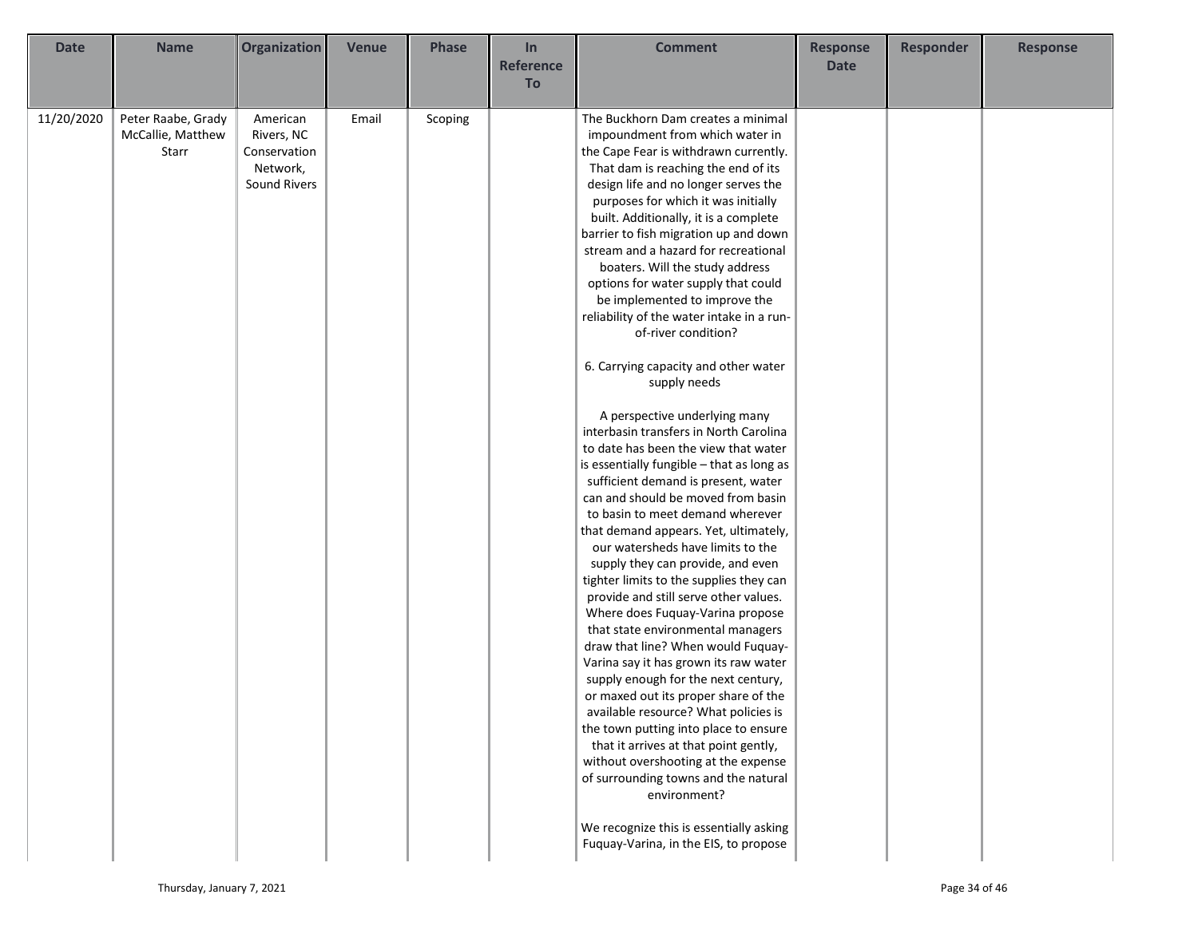| Date | Name | Organization | Venue | Phase | In Reference To | Comment | Response Date | Responder | Response |
| --- | --- | --- | --- | --- | --- | --- | --- | --- | --- |
| 11/20/2020 | Peter Raabe, Grady McCallie, Matthew Starr | American Rivers, NC Conservation Network, Sound Rivers | Email | Scoping | | The Buckhorn Dam creates a minimal impoundment from which water in the Cape Fear is withdrawn currently. That dam is reaching the end of its design life and no longer serves the purposes for which it was initially built. Additionally, it is a complete barrier to fish migration up and down stream and a hazard for recreational boaters. Will the study address options for water supply that could be implemented to improve the reliability of the water intake in a run-of-river condition?<br><br>6. Carrying capacity and other water supply needs<br><br>A perspective underlying many interbasin transfers in North Carolina to date has been the view that water is essentially fungible – that as long as sufficient demand is present, water can and should be moved from basin to basin to meet demand wherever that demand appears. Yet, ultimately, our watersheds have limits to the supply they can provide, and even tighter limits to the supplies they can provide and still serve other values. Where does Fuquay-Varina propose that state environmental managers draw that line? When would Fuquay-Varina say it has grown its raw water supply enough for the next century, or maxed out its proper share of the available resource? What policies is the town putting into place to ensure that it arrives at that point gently, without overshooting at the expense of surrounding towns and the natural environment?<br><br>We recognize this is essentially asking Fuquay-Varina, in the EIS, to propose | | | |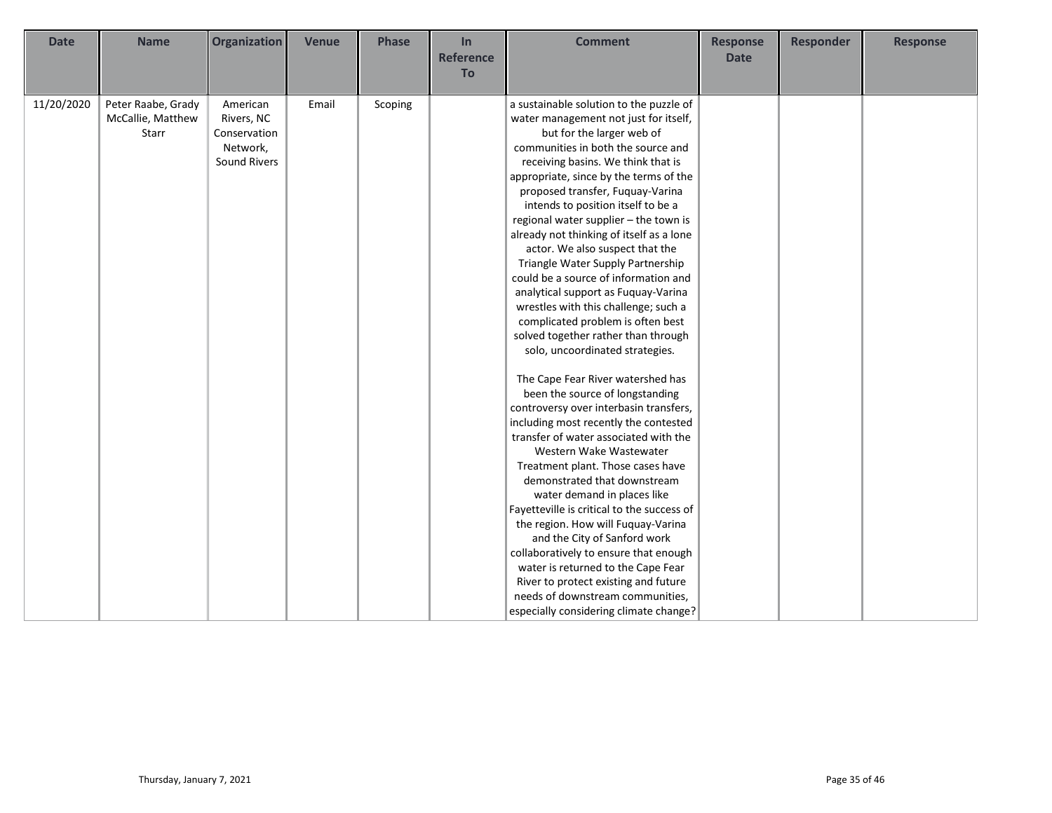| Date | Name | Organization | Venue | Phase | In Reference To | Comment | Response Date | Responder | Response |
|---|---|---|---|---|---|---|---|---|---|
| 11/20/2020 | Peter Raabe, Grady McCallie, Matthew Starr | American Rivers, NC Conservation Network, Sound Rivers | Email | Scoping | | a sustainable solution to the puzzle of water management not just for itself, but for the larger web of communities in both the source and receiving basins. We think that is appropriate, since by the terms of the proposed transfer, Fuquay-Varina intends to position itself to be a regional water supplier – the town is already not thinking of itself as a lone actor. We also suspect that the Triangle Water Supply Partnership could be a source of information and analytical support as Fuquay-Varina wrestles with this challenge; such a complicated problem is often best solved together rather than through solo, uncoordinated strategies.<br><br>The Cape Fear River watershed has been the source of longstanding controversy over interbasin transfers, including most recently the contested transfer of water associated with the Western Wake Wastewater Treatment plant. Those cases have demonstrated that downstream water demand in places like Fayetteville is critical to the success of the region. How will Fuquay-Varina and the City of Sanford work collaboratively to ensure that enough water is returned to the Cape Fear River to protect existing and future needs of downstream communities, especially considering climate change? | | | |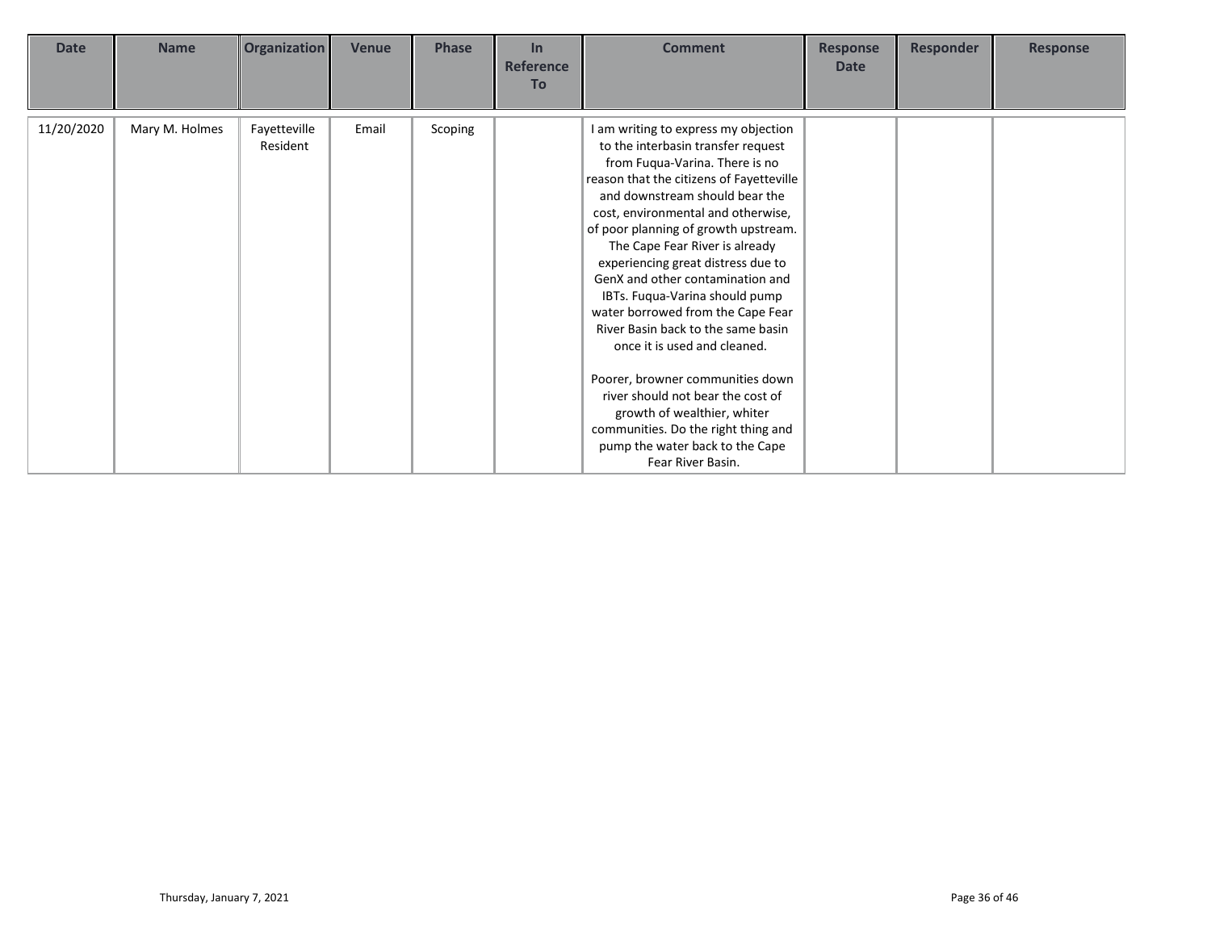| Date | Name | Organization | Venue | Phase | In Reference To | Comment | Response Date | Responder | Response |
|---|---|---|---|---|---|---|---|---|---|
| 11/20/2020 | Mary M. Holmes | Fayetteville Resident | Email | Scoping | | I am writing to express my objection to the interbasin transfer request from Fuqua-Varina. There is no reason that the citizens of Fayetteville and downstream should bear the cost, environmental and otherwise, of poor planning of growth upstream. The Cape Fear River is already experiencing great distress due to GenX and other contamination and IBTs. Fuqua-Varina should pump water borrowed from the Cape Fear River Basin back to the same basin once it is used and cleaned.<br><br>Poorer, browner communities down river should not bear the cost of growth of wealthier, whiter communities. Do the right thing and pump the water back to the Cape Fear River Basin. | | | |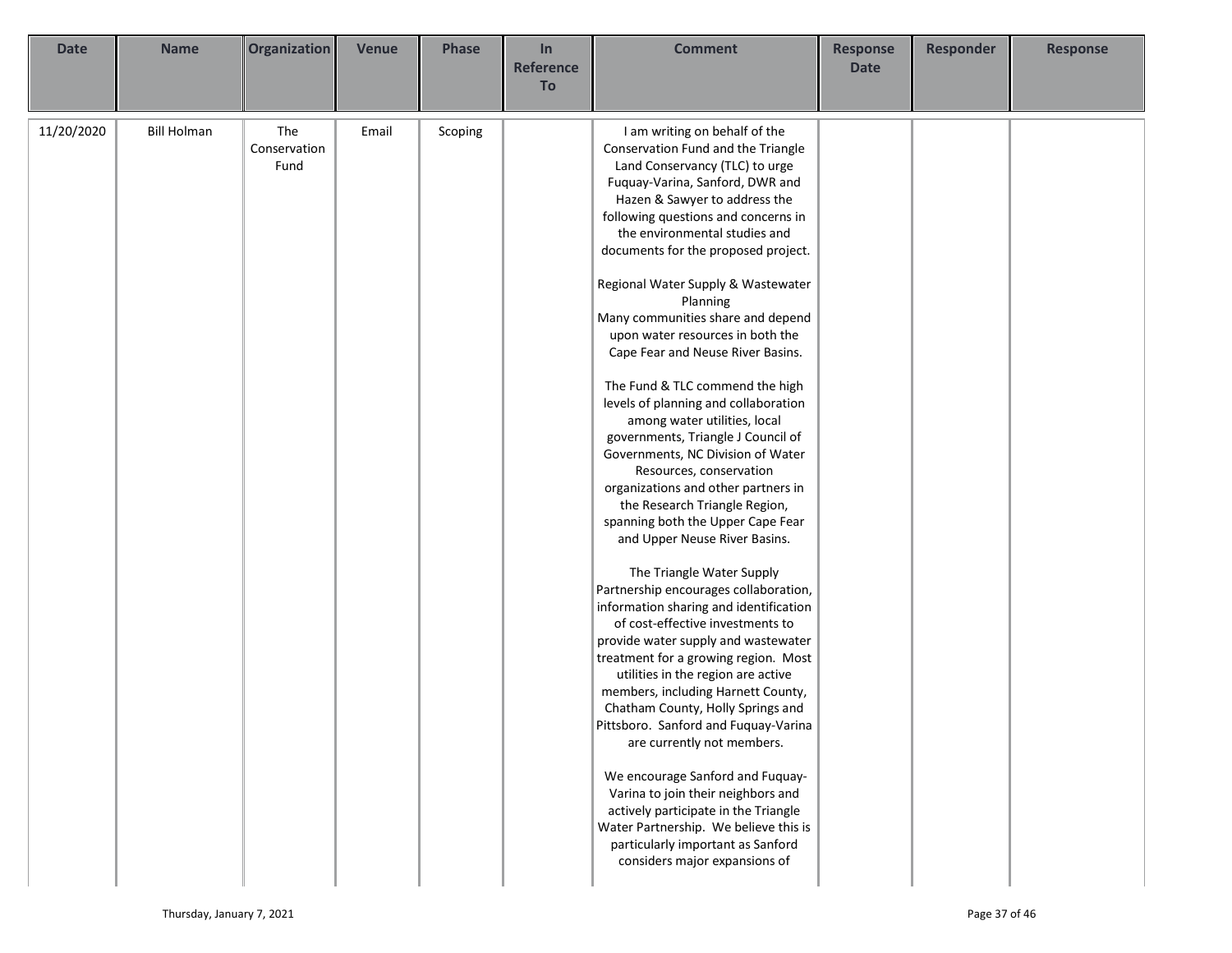| Date | Name | Organization | Venue | Phase | In Reference To | Comment | Response Date | Responder | Response |
|---|---|---|---|---|---|---|---|---|---|
| 11/20/2020 | Bill Holman | The Conservation Fund | Email | Scoping | | I am writing on behalf of the Conservation Fund and the Triangle Land Conservancy (TLC) to urge Fuquay-Varina, Sanford, DWR and Hazen & Sawyer to address the following questions and concerns in the environmental studies and documents for the proposed project.<br><br>Regional Water Supply & Wastewater Planning<br>Many communities share and depend upon water resources in both the Cape Fear and Neuse River Basins.<br><br>The Fund & TLC commend the high levels of planning and collaboration among water utilities, local governments, Triangle J Council of Governments, NC Division of Water Resources, conservation organizations and other partners in the Research Triangle Region, spanning both the Upper Cape Fear and Upper Neuse River Basins.<br><br>The Triangle Water Supply Partnership encourages collaboration, information sharing and identification of cost-effective investments to provide water supply and wastewater treatment for a growing region. Most utilities in the region are active members, including Harnett County, Chatham County, Holly Springs and Pittsboro. Sanford and Fuquay-Varina are currently not members.<br><br>We encourage Sanford and Fuquay-Varina to join their neighbors and actively participate in the Triangle Water Partnership. We believe this is particularly important as Sanford considers major expansions of | | | |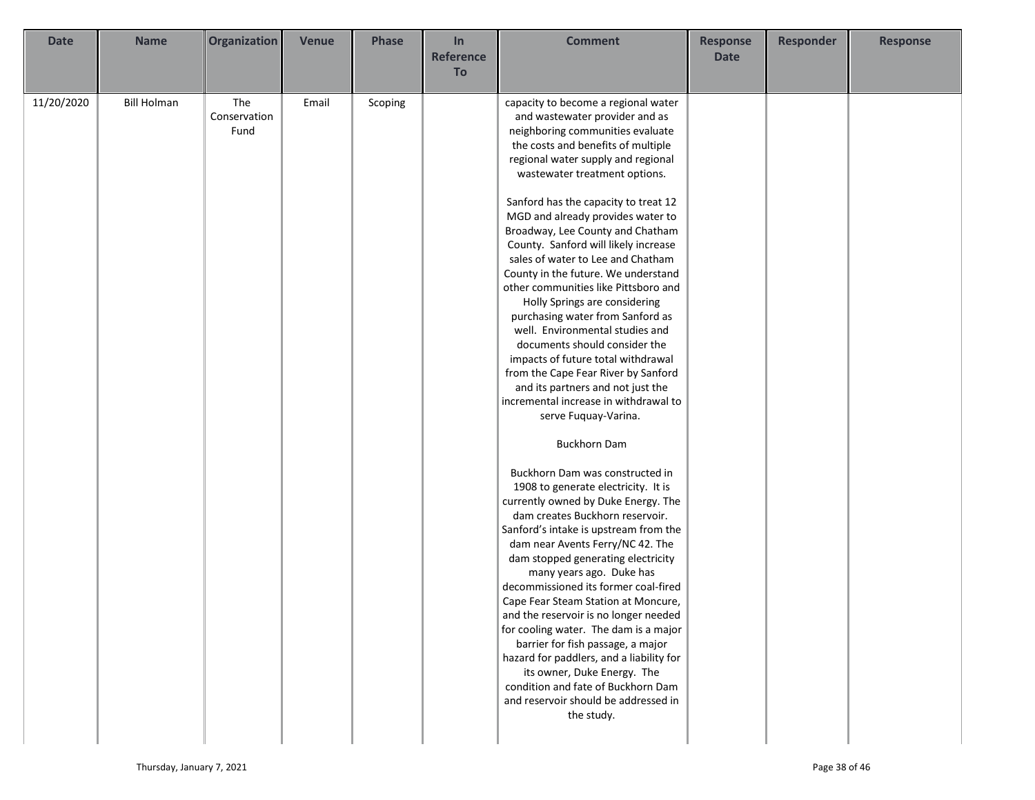| Date | Name | Organization | Venue | Phase | In Reference To | Comment | Response Date | Responder | Response |
| --- | --- | --- | --- | --- | --- | --- | --- | --- | --- |
| 11/20/2020 | Bill Holman | The Conservation Fund | Email | Scoping | | capacity to become a regional water and wastewater provider and as neighboring communities evaluate the costs and benefits of multiple regional water supply and regional wastewater treatment options.<br><br>Sanford has the capacity to treat 12 MGD and already provides water to Broadway, Lee County and Chatham County. Sanford will likely increase sales of water to Lee and Chatham County in the future. We understand other communities like Pittsboro and Holly Springs are considering purchasing water from Sanford as well. Environmental studies and documents should consider the impacts of future total withdrawal from the Cape Fear River by Sanford and its partners and not just the incremental increase in withdrawal to serve Fuquay-Varina.<br><br>Buckhorn Dam<br><br>Buckhorn Dam was constructed in 1908 to generate electricity. It is currently owned by Duke Energy. The dam creates Buckhorn reservoir. Sanford's intake is upstream from the dam near Avents Ferry/NC 42. The dam stopped generating electricity many years ago. Duke has decommissioned its former coal-fired Cape Fear Steam Station at Moncure, and the reservoir is no longer needed for cooling water. The dam is a major barrier for fish passage, a major hazard for paddlers, and a liability for its owner, Duke Energy. The condition and fate of Buckhorn Dam and reservoir should be addressed in the study. | | | |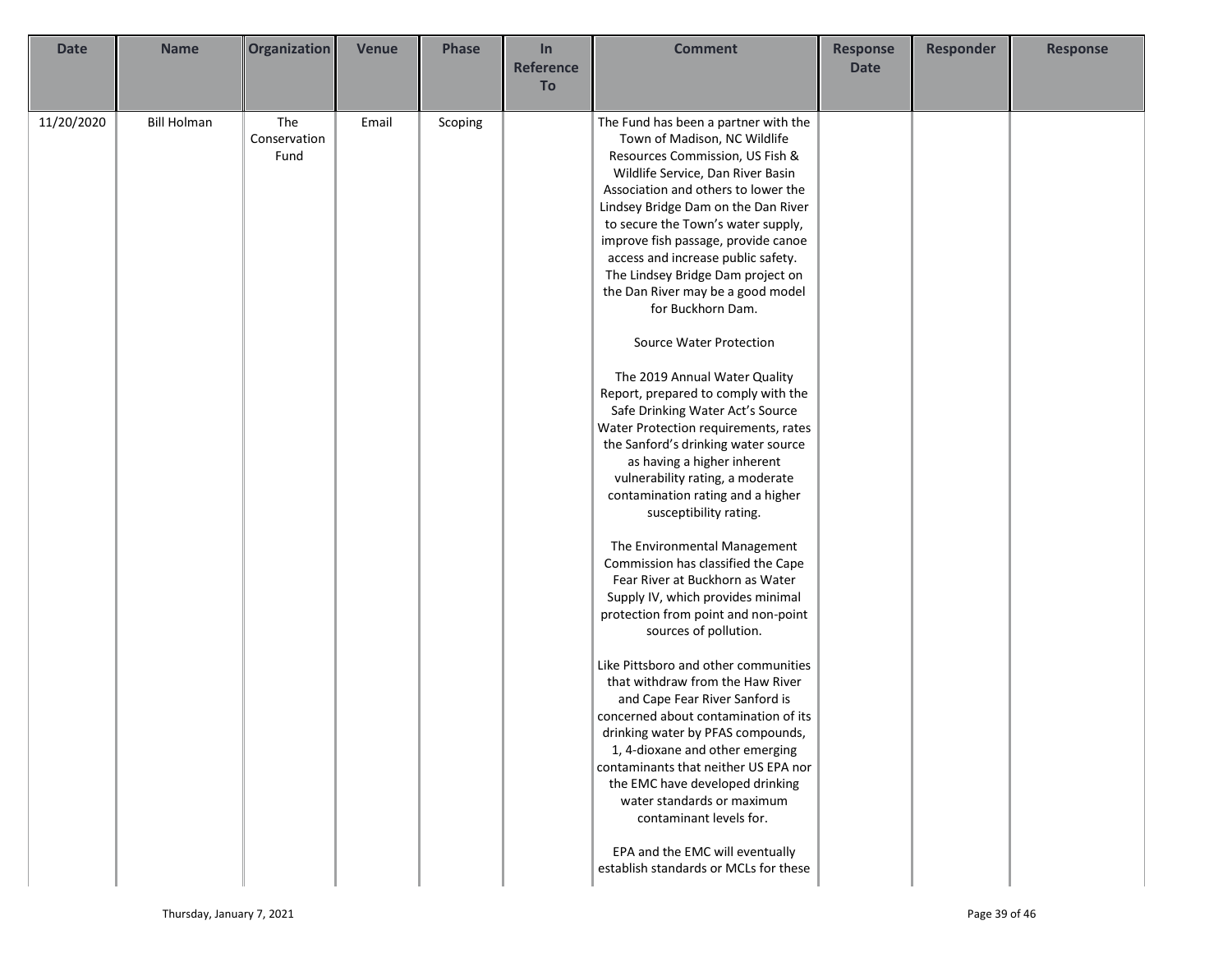| Date | Name | Organization | Venue | Phase | In Reference To | Comment | Response Date | Responder | Response |
|---|---|---|---|---|---|---|---|---|---|
| 11/20/2020 | Bill Holman | The Conservation Fund | Email | Scoping | | The Fund has been a partner with the Town of Madison, NC Wildlife Resources Commission, US Fish & Wildlife Service, Dan River Basin Association and others to lower the Lindsey Bridge Dam on the Dan River to secure the Town's water supply, improve fish passage, provide canoe access and increase public safety. The Lindsey Bridge Dam project on the Dan River may be a good model for Buckhorn Dam.<br><br>Source Water Protection<br><br>The 2019 Annual Water Quality Report, prepared to comply with the Safe Drinking Water Act's Source Water Protection requirements, rates the Sanford's drinking water source as having a higher inherent vulnerability rating, a moderate contamination rating and a higher susceptibility rating.<br><br>The Environmental Management Commission has classified the Cape Fear River at Buckhorn as Water Supply IV, which provides minimal protection from point and non-point sources of pollution.<br><br>Like Pittsboro and other communities that withdraw from the Haw River and Cape Fear River Sanford is concerned about contamination of its drinking water by PFAS compounds, 1, 4-dioxane and other emerging contaminants that neither US EPA nor the EMC have developed drinking water standards or maximum contaminant levels for.<br><br>EPA and the EMC will eventually establish standards or MCLs for these | | | |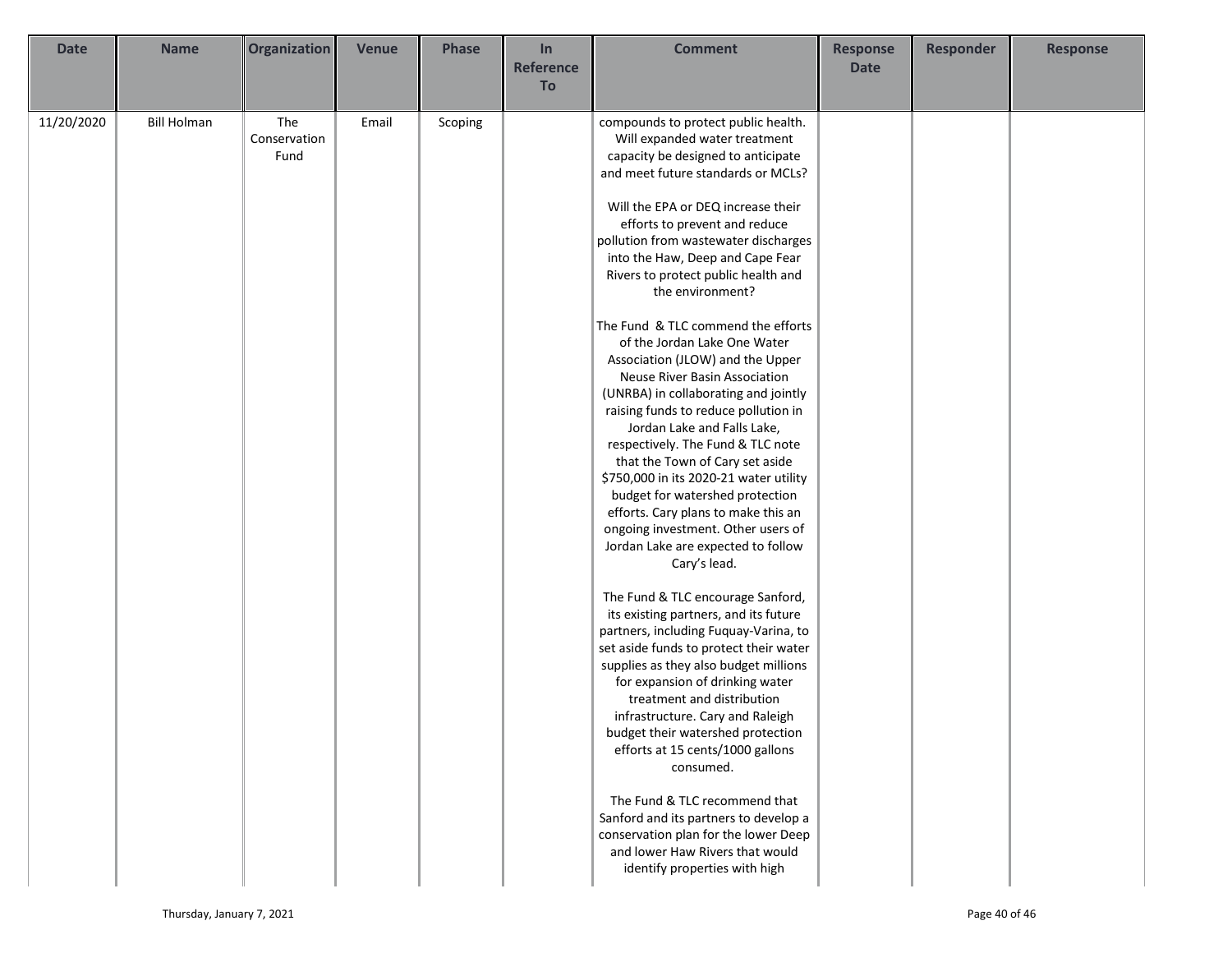| Date | Name | Organization | Venue | Phase | In Reference To | Comment | Response Date | Responder | Response |
|---|---|---|---|---|---|---|---|---|---|
| 11/20/2020 | Bill Holman | The Conservation Fund | Email | Scoping | | compounds to protect public health. Will expanded water treatment capacity be designed to anticipate and meet future standards or MCLs?<br><br>Will the EPA or DEQ increase their efforts to prevent and reduce pollution from wastewater discharges into the Haw, Deep and Cape Fear Rivers to protect public health and the environment?<br><br>The Fund & TLC commend the efforts of the Jordan Lake One Water Association (JLOW) and the Upper Neuse River Basin Association (UNRBA) in collaborating and jointly raising funds to reduce pollution in Jordan Lake and Falls Lake, respectively. The Fund & TLC note that the Town of Cary set aside $750,000 in its 2020-21 water utility budget for watershed protection efforts. Cary plans to make this an ongoing investment. Other users of Jordan Lake are expected to follow Cary's lead.<br><br>The Fund & TLC encourage Sanford, its existing partners, and its future partners, including Fuquay-Varina, to set aside funds to protect their water supplies as they also budget millions for expansion of drinking water treatment and distribution infrastructure. Cary and Raleigh budget their watershed protection efforts at 15 cents/1000 gallons consumed.<br><br>The Fund & TLC recommend that Sanford and its partners to develop a conservation plan for the lower Deep and lower Haw Rivers that would identify properties with high | | | |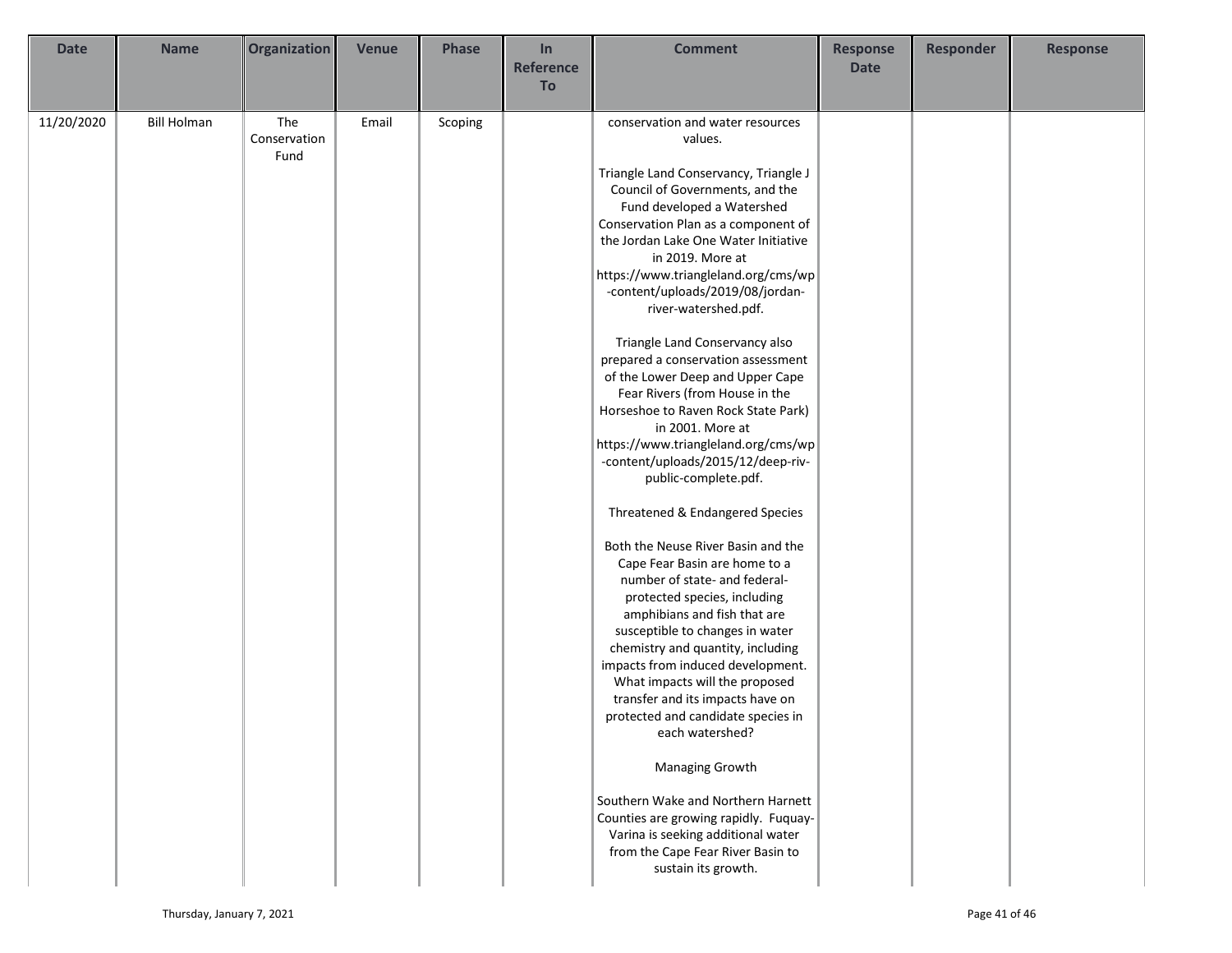| Date | Name | Organization | Venue | Phase | In Reference To | Comment | Response Date | Responder | Response |
|---|---|---|---|---|---|---|---|---|---|
| 11/20/2020 | Bill Holman | The Conservation Fund | Email | Scoping | | conservation and water resources values.<br><br>Triangle Land Conservancy, Triangle J Council of Governments, and the Fund developed a Watershed Conservation Plan as a component of the Jordan Lake One Water Initiative in 2019. More at https://www.triangleland.org/cms/wp-content/uploads/2019/08/jordan-river-watershed.pdf.<br><br>Triangle Land Conservancy also prepared a conservation assessment of the Lower Deep and Upper Cape Fear Rivers (from House in the Horseshoe to Raven Rock State Park) in 2001. More at https://www.triangleland.org/cms/wp-content/uploads/2015/12/deep-riv-public-complete.pdf.<br><br>Threatened & Endangered Species<br><br>Both the Neuse River Basin and the Cape Fear Basin are home to a number of state- and federal-protected species, including amphibians and fish that are susceptible to changes in water chemistry and quantity, including impacts from induced development. What impacts will the proposed transfer and its impacts have on protected and candidate species in each watershed?<br><br>Managing Growth<br><br>Southern Wake and Northern Harnett Counties are growing rapidly. Fuquay-Varina is seeking additional water from the Cape Fear River Basin to sustain its growth. | | | |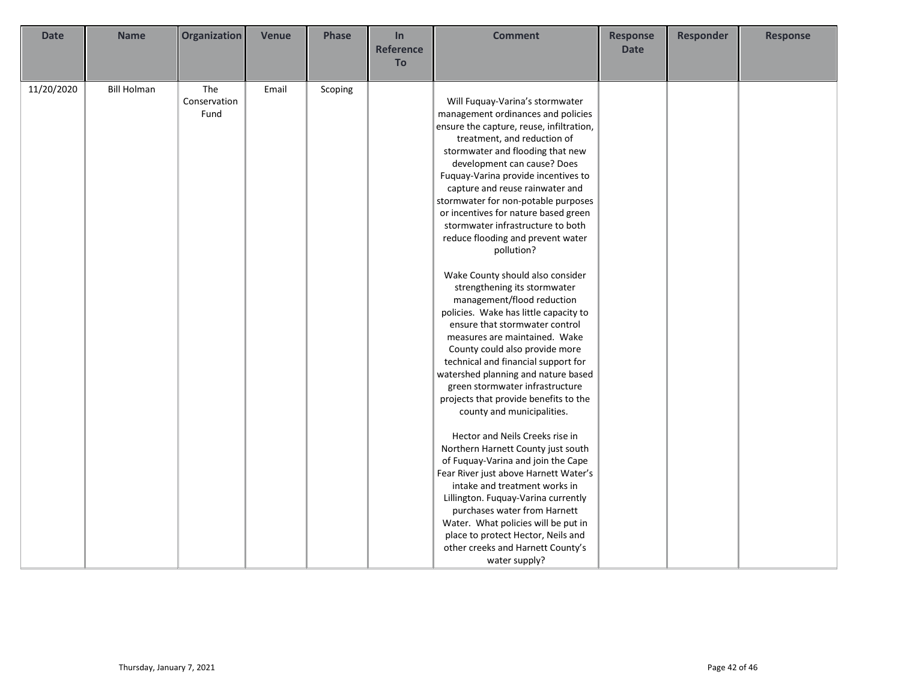| Date | Name | Organization | Venue | Phase | In Reference To | Comment | Response Date | Responder | Response |
|---|---|---|---|---|---|---|---|---|---|
| 11/20/2020 | Bill Holman | The Conservation Fund | Email | Scoping | | Will Fuquay-Varina's stormwater management ordinances and policies ensure the capture, reuse, infiltration, treatment, and reduction of stormwater and flooding that new development can cause? Does Fuquay-Varina provide incentives to capture and reuse rainwater and stormwater for non-potable purposes or incentives for nature based green stormwater infrastructure to both reduce flooding and prevent water pollution?<br><br>Wake County should also consider strengthening its stormwater management/flood reduction policies. Wake has little capacity to ensure that stormwater control measures are maintained. Wake County could also provide more technical and financial support for watershed planning and nature based green stormwater infrastructure projects that provide benefits to the county and municipalities.<br><br>Hector and Neils Creeks rise in Northern Harnett County just south of Fuquay-Varina and join the Cape Fear River just above Harnett Water's intake and treatment works in Lillington. Fuquay-Varina currently purchases water from Harnett Water. What policies will be put in place to protect Hector, Neils and other creeks and Harnett County's water supply? | | | |

Thursday, January 7, 2021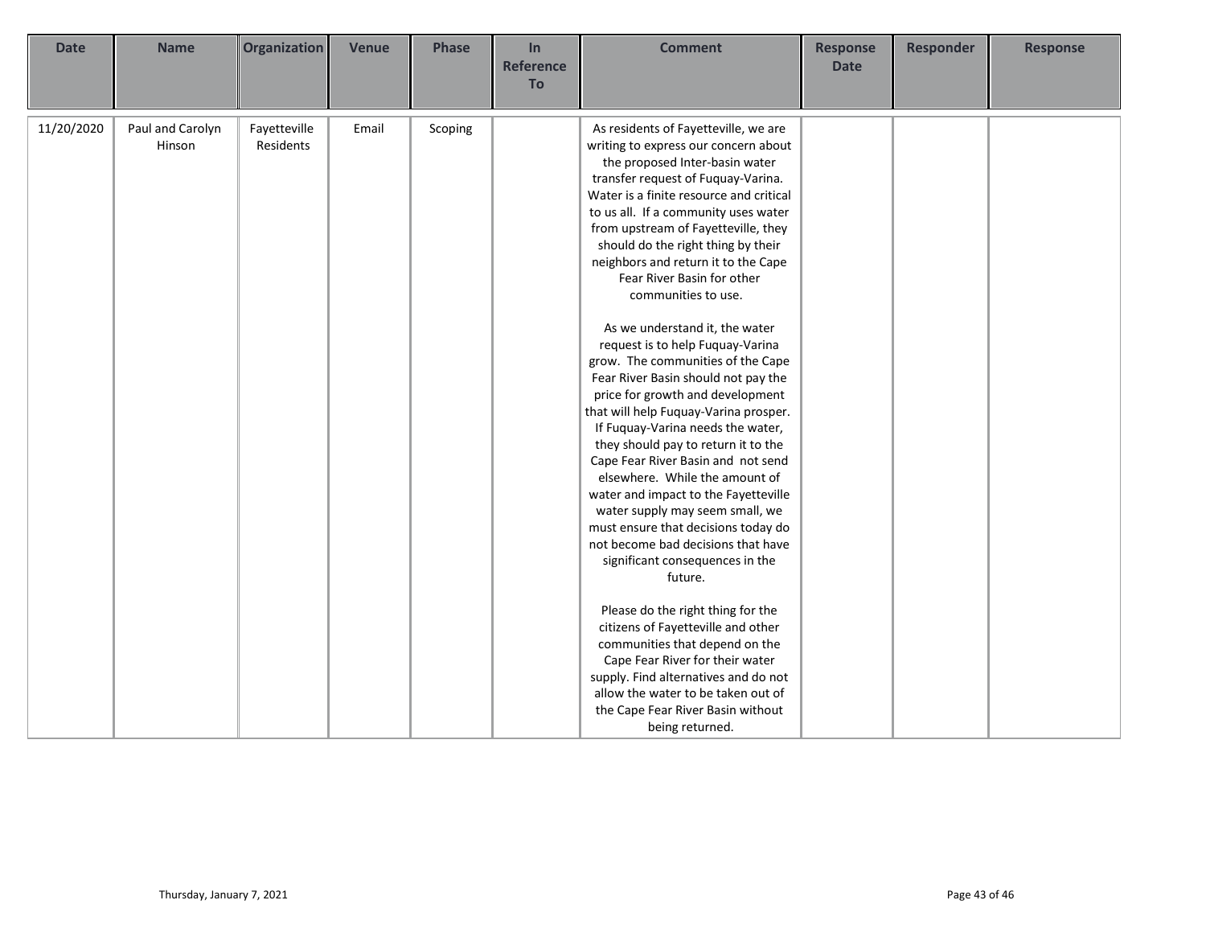| Date | Name | Organization | Venue | Phase | In Reference To | Comment | Response Date | Responder | Response |
|---|---|---|---|---|---|---|---|---|---|
| 11/20/2020 | Paul and Carolyn Hinson | Fayetteville Residents | Email | Scoping | | As residents of Fayetteville, we are writing to express our concern about the proposed Inter-basin water transfer request of Fuquay-Varina. Water is a finite resource and critical to us all. If a community uses water from upstream of Fayetteville, they should do the right thing by their neighbors and return it to the Cape Fear River Basin for other communities to use.<br><br>As we understand it, the water request is to help Fuquay-Varina grow. The communities of the Cape Fear River Basin should not pay the price for growth and development that will help Fuquay-Varina prosper. If Fuquay-Varina needs the water, they should pay to return it to the Cape Fear River Basin and not send elsewhere. While the amount of water and impact to the Fayetteville water supply may seem small, we must ensure that decisions today do not become bad decisions that have significant consequences in the future.<br><br>Please do the right thing for the citizens of Fayetteville and other communities that depend on the Cape Fear River for their water supply. Find alternatives and do not allow the water to be taken out of the Cape Fear River Basin without being returned. | | | |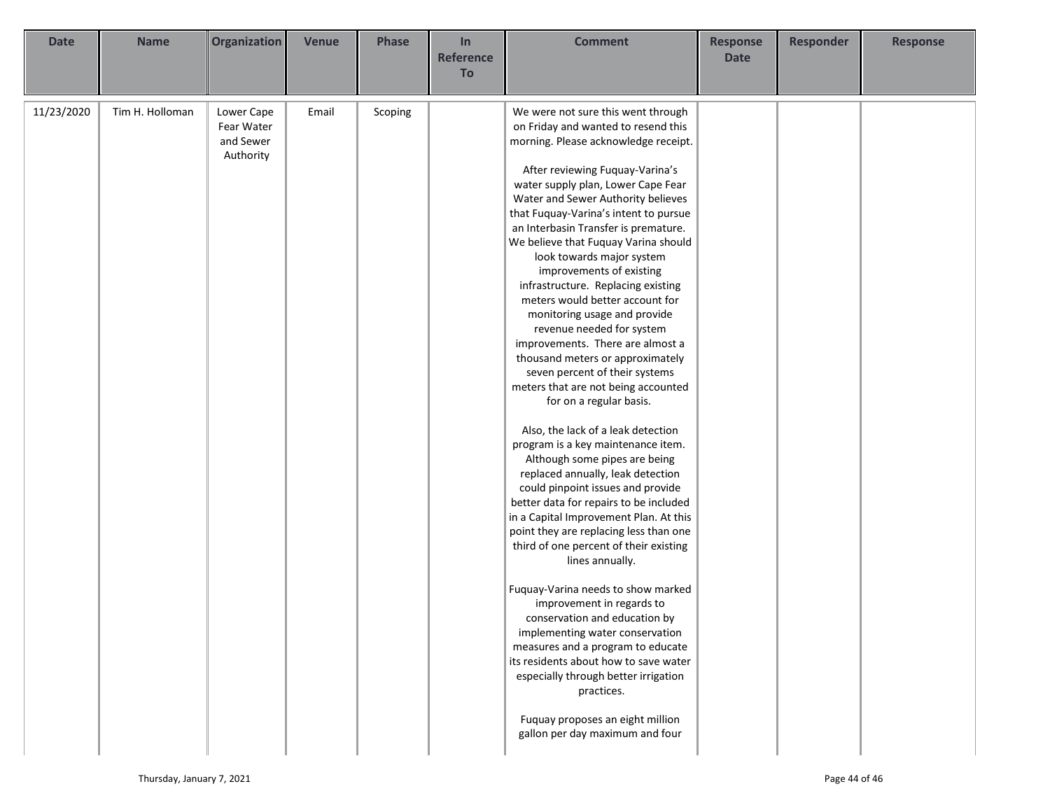| Date | Name | Organization | Venue | Phase | In Reference To | Comment | Response Date | Responder | Response |
|---|---|---|---|---|---|---|---|---|---|
| 11/23/2020 | Tim H. Holloman | Lower Cape Fear Water and Sewer Authority | Email | Scoping | | We were not sure this went through on Friday and wanted to resend this morning. Please acknowledge receipt.<br><br>After reviewing Fuquay-Varina's water supply plan, Lower Cape Fear Water and Sewer Authority believes that Fuquay-Varina's intent to pursue an Interbasin Transfer is premature. We believe that Fuquay Varina should look towards major system improvements of existing infrastructure. Replacing existing meters would better account for monitoring usage and provide revenue needed for system improvements. There are almost a thousand meters or approximately seven percent of their systems meters that are not being accounted for on a regular basis.<br><br>Also, the lack of a leak detection program is a key maintenance item. Although some pipes are being replaced annually, leak detection could pinpoint issues and provide better data for repairs to be included in a Capital Improvement Plan. At this point they are replacing less than one third of one percent of their existing lines annually.<br><br>Fuquay-Varina needs to show marked improvement in regards to conservation and education by implementing water conservation measures and a program to educate its residents about how to save water especially through better irrigation practices.<br><br>Fuquay proposes an eight million gallon per day maximum and four | | | |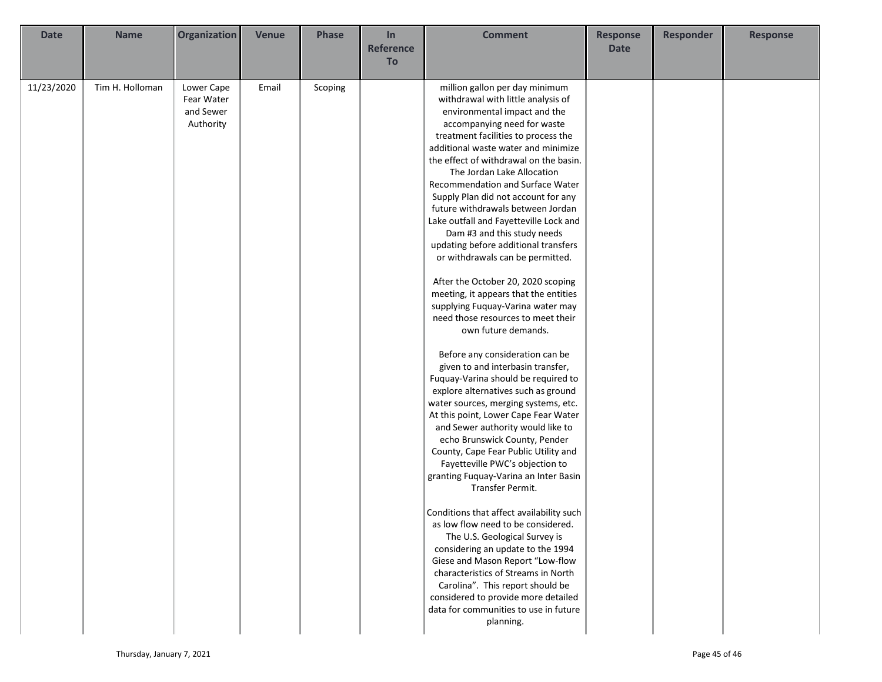| Date | Name | Organization | Venue | Phase | In Reference To | Comment | Response Date | Responder | Response |
|---|---|---|---|---|---|---|---|---|---|
| 11/23/2020 | Tim H. Holloman | Lower Cape Fear Water and Sewer Authority | Email | Scoping | | million gallon per day minimum withdrawal with little analysis of environmental impact and the accompanying need for waste treatment facilities to process the additional waste water and minimize the effect of withdrawal on the basin. The Jordan Lake Allocation Recommendation and Surface Water Supply Plan did not account for any future withdrawals between Jordan Lake outfall and Fayetteville Lock and Dam #3 and this study needs updating before additional transfers or withdrawals can be permitted.<br><br>After the October 20, 2020 scoping meeting, it appears that the entities supplying Fuquay-Varina water may need those resources to meet their own future demands.<br><br>Before any consideration can be given to and interbasin transfer, Fuquay-Varina should be required to explore alternatives such as ground water sources, merging systems, etc. At this point, Lower Cape Fear Water and Sewer authority would like to echo Brunswick County, Pender County, Cape Fear Public Utility and Fayetteville PWC's objection to granting Fuquay-Varina an Inter Basin Transfer Permit.<br><br>Conditions that affect availability such as low flow need to be considered. The U.S. Geological Survey is considering an update to the 1994 Giese and Mason Report "Low-flow characteristics of Streams in North Carolina". This report should be considered to provide more detailed data for communities to use in future planning. | | | |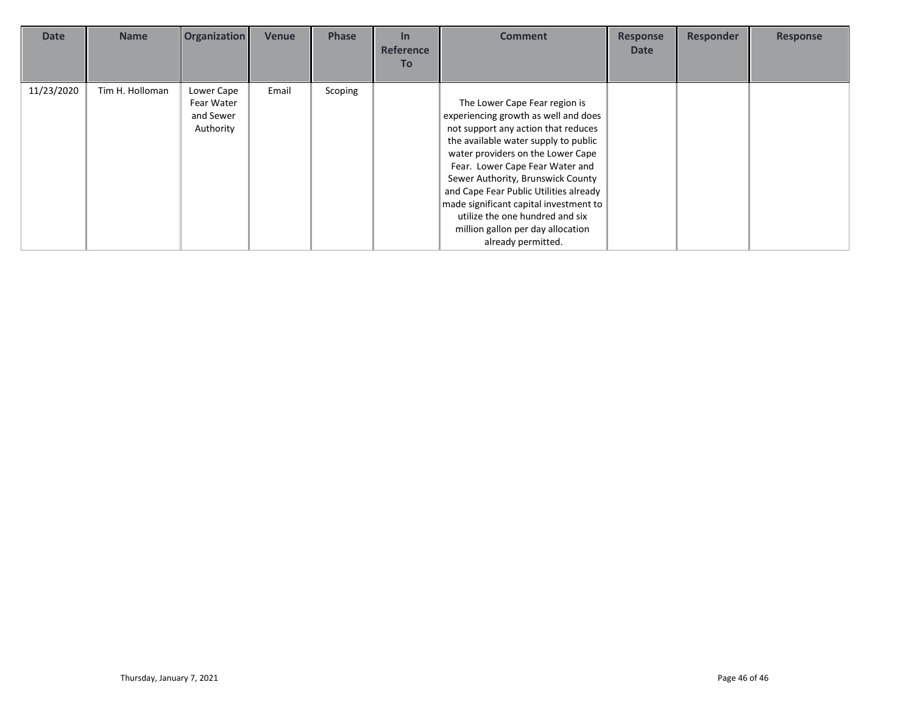| Date | Name | Organization | Venue | Phase | In Reference To | Comment | Response Date | Responder | Response |
|---|---|---|---|---|---|---|---|---|---|
| 11/23/2020 | Tim H. Holloman | Lower Cape Fear Water and Sewer Authority | Email | Scoping | | The Lower Cape Fear region is experiencing growth as well and does not support any action that reduces the available water supply to public water providers on the Lower Cape Fear. Lower Cape Fear Water and Sewer Authority, Brunswick County and Cape Fear Public Utilities already made significant capital investment to utilize the one hundred and six million gallon per day allocation already permitted. | | | |